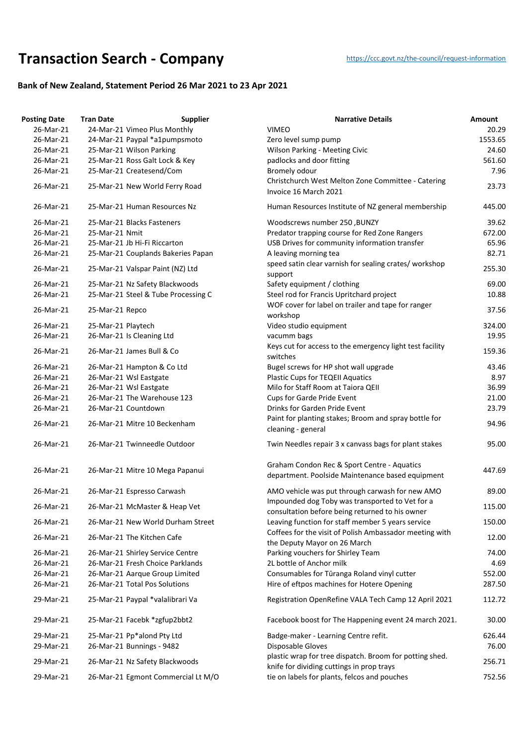# Transaction Search - Company

https://ccc.govt.nz/the-council/request-information

### Bank of New Zealand, Statement Period 26 Mar 2021 to 23 Apr 2021

| Posting Date | Tran Date | Supplier | Narrative Details | Amount |
|---|---|---|---|---|
| 26-Mar-21 | 24-Mar-21 | Vimeo Plus Monthly | VIMEO | 20.29 |
| 26-Mar-21 | 24-Mar-21 | Paypal *a1pumpsmoto | Zero level sump pump | 1553.65 |
| 26-Mar-21 | 25-Mar-21 | Wilson Parking | Wilson Parking - Meeting Civic | 24.60 |
| 26-Mar-21 | 25-Mar-21 | Ross Galt Lock & Key | padlocks and door fitting | 561.60 |
| 26-Mar-21 | 25-Mar-21 | Createsend/Com | Bromely odour | 7.96 |
| 26-Mar-21 | 25-Mar-21 | New World Ferry Road | Christchurch West Melton Zone Committee - Catering Invoice 16 March 2021 | 23.73 |
| 26-Mar-21 | 25-Mar-21 | Human Resources Nz | Human Resources Institute of NZ general membership | 445.00 |
| 26-Mar-21 | 25-Mar-21 | Blacks Fasteners | Woodscrews number 250 ,BUNZY | 39.62 |
| 26-Mar-21 | 25-Mar-21 | Nmit | Predator trapping course for Red Zone Rangers | 672.00 |
| 26-Mar-21 | 25-Mar-21 | Jb Hi-Fi Riccarton | USB Drives for community information transfer | 65.96 |
| 26-Mar-21 | 25-Mar-21 | Couplands Bakeries Papan | A leaving morning tea | 82.71 |
| 26-Mar-21 | 25-Mar-21 | Valspar Paint (NZ) Ltd | speed satin clear varnish for sealing crates/ workshop support | 255.30 |
| 26-Mar-21 | 25-Mar-21 | Nz Safety Blackwoods | Safety equipment / clothing | 69.00 |
| 26-Mar-21 | 25-Mar-21 | Steel & Tube Processing C | Steel rod for Francis Upritchard project | 10.88 |
| 26-Mar-21 | 25-Mar-21 | Repco | WOF cover for label on trailer and tape for ranger workshop | 37.56 |
| 26-Mar-21 | 25-Mar-21 | Playtech | Video studio equipment | 324.00 |
| 26-Mar-21 | 26-Mar-21 | Is Cleaning Ltd | vacumm bags | 19.95 |
| 26-Mar-21 | 26-Mar-21 | James Bull & Co | Keys cut for access to the emergency light test facility switches | 159.36 |
| 26-Mar-21 | 26-Mar-21 | Hampton & Co Ltd | Bugel screws for HP shot wall upgrade | 43.46 |
| 26-Mar-21 | 26-Mar-21 | Wsl Eastgate | Plastic Cups for TEQEII Aquatics | 8.97 |
| 26-Mar-21 | 26-Mar-21 | Wsl Eastgate | Milo for Staff Room at Taiora QEII | 36.99 |
| 26-Mar-21 | 26-Mar-21 | The Warehouse 123 | Cups for Garde Pride Event | 21.00 |
| 26-Mar-21 | 26-Mar-21 | Countdown | Drinks for Garden Pride Event | 23.79 |
| 26-Mar-21 | 26-Mar-21 | Mitre 10 Beckenham | Paint for planting stakes; Broom and spray bottle for cleaning - general | 94.96 |
| 26-Mar-21 | 26-Mar-21 | Twinneedle Outdoor | Twin Needles repair 3 x canvass bags for plant stakes | 95.00 |
| 26-Mar-21 | 26-Mar-21 | Mitre 10 Mega Papanui | Graham Condon Rec & Sport Centre - Aquatics department. Poolside Maintenance based equipment | 447.69 |
| 26-Mar-21 | 26-Mar-21 | Espresso Carwash | AMO vehicle was put through carwash for new AMO | 89.00 |
| 26-Mar-21 | 26-Mar-21 | McMaster & Heap Vet | Impounded dog Toby was transported to Vet for a consultation before being returned to his owner | 115.00 |
| 26-Mar-21 | 26-Mar-21 | New World Durham Street | Leaving function for staff member 5 years service | 150.00 |
| 26-Mar-21 | 26-Mar-21 | The Kitchen Cafe | Coffees for the visit of Polish Ambassador meeting with the Deputy Mayor on 26 March | 12.00 |
| 26-Mar-21 | 26-Mar-21 | Shirley Service Centre | Parking vouchers for Shirley Team | 74.00 |
| 26-Mar-21 | 26-Mar-21 | Fresh Choice Parklands | 2L bottle of Anchor milk | 4.69 |
| 26-Mar-21 | 26-Mar-21 | Aarque Group Limited | Consumables for Tūranga Roland vinyl cutter | 552.00 |
| 26-Mar-21 | 26-Mar-21 | Total Pos Solutions | Hire of eftpos machines for Hotere Opening | 287.50 |
| 29-Mar-21 | 25-Mar-21 | Paypal *valalibrari Va | Registration OpenRefine VALA Tech Camp 12 April 2021 | 112.72 |
| 29-Mar-21 | 25-Mar-21 | Facebk *zgfup2bbt2 | Facebook boost for The Happening event 24 march 2021. | 30.00 |
| 29-Mar-21 | 25-Mar-21 | Pp*alond Pty Ltd | Badge-maker - Learning Centre refit. | 626.44 |
| 29-Mar-21 | 26-Mar-21 | Bunnings - 9482 | Disposable Gloves | 76.00 |
| 29-Mar-21 | 26-Mar-21 | Nz Safety Blackwoods | plastic wrap for tree dispatch. Broom for potting shed. knife for dividing cuttings in prop trays | 256.71 |
| 29-Mar-21 | 26-Mar-21 | Egmont Commercial Lt M/O | tie on labels for plants, felcos and pouches | 752.56 |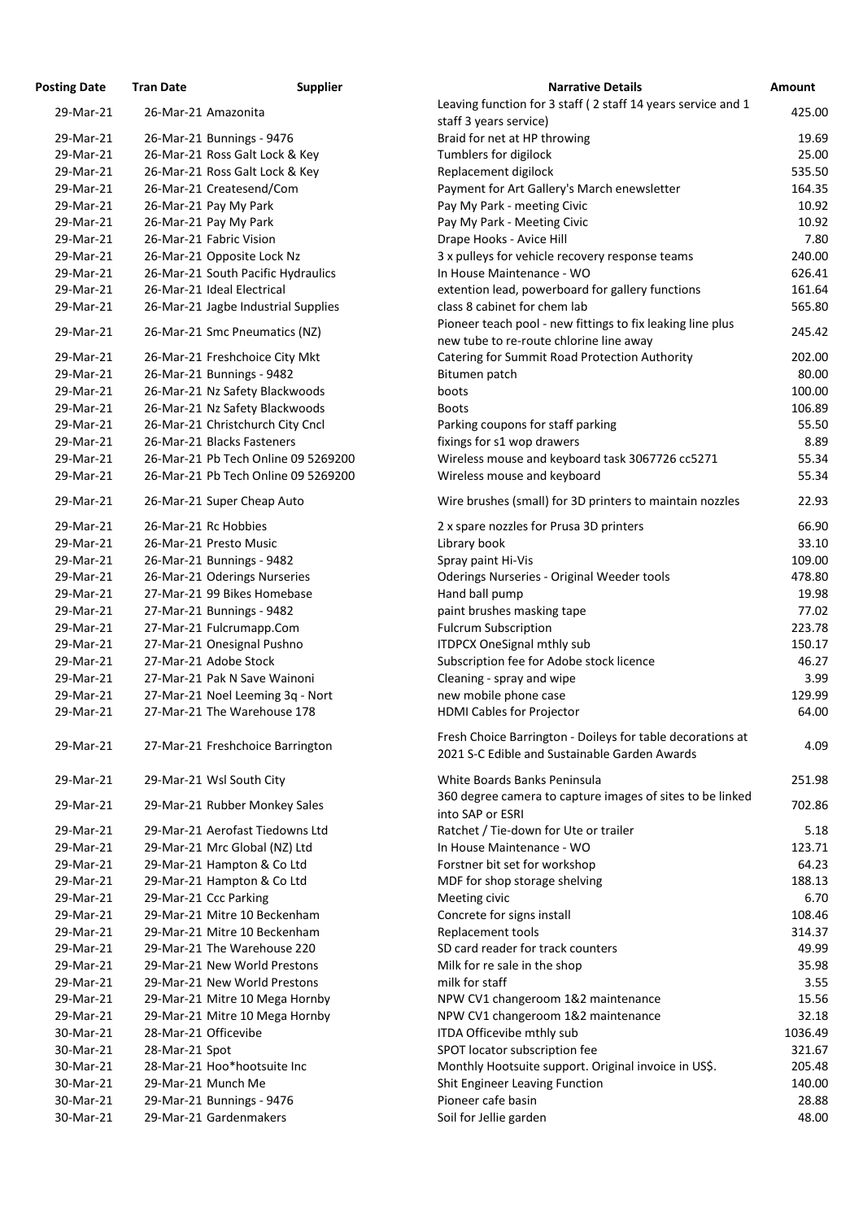| Posting Date | Tran Date | Supplier | Narrative Details | Amount |
|---|---|---|---|---|
| 29-Mar-21 | 26-Mar-21 | Amazonita | Leaving function for 3 staff ( 2 staff 14 years service and 1 staff 3 years service) | 425.00 |
| 29-Mar-21 | 26-Mar-21 | Bunnings - 9476 | Braid for net at HP throwing | 19.69 |
| 29-Mar-21 | 26-Mar-21 | Ross Galt Lock & Key | Tumblers for digilock | 25.00 |
| 29-Mar-21 | 26-Mar-21 | Ross Galt Lock & Key | Replacement digilock | 535.50 |
| 29-Mar-21 | 26-Mar-21 | Createsend/Com | Payment for Art Gallery's March enewsletter | 164.35 |
| 29-Mar-21 | 26-Mar-21 | Pay My Park | Pay My Park - meeting Civic | 10.92 |
| 29-Mar-21 | 26-Mar-21 | Pay My Park | Pay My Park - Meeting Civic | 10.92 |
| 29-Mar-21 | 26-Mar-21 | Fabric Vision | Drape Hooks - Avice Hill | 7.80 |
| 29-Mar-21 | 26-Mar-21 | Opposite Lock Nz | 3 x pulleys for vehicle recovery response teams | 240.00 |
| 29-Mar-21 | 26-Mar-21 | South Pacific Hydraulics | In House Maintenance - WO | 626.41 |
| 29-Mar-21 | 26-Mar-21 | Ideal Electrical | extention lead, powerboard for gallery functions | 161.64 |
| 29-Mar-21 | 26-Mar-21 | Jagbe Industrial Supplies | class 8 cabinet for chem lab | 565.80 |
| 29-Mar-21 | 26-Mar-21 | Smc Pneumatics (NZ) | Pioneer teach pool - new fittings to fix leaking line plus new tube to re-route chlorine line away | 245.42 |
| 29-Mar-21 | 26-Mar-21 | Freshchoice City Mkt | Catering for Summit Road Protection Authority | 202.00 |
| 29-Mar-21 | 26-Mar-21 | Bunnings - 9482 | Bitumen patch | 80.00 |
| 29-Mar-21 | 26-Mar-21 | Nz Safety Blackwoods | boots | 100.00 |
| 29-Mar-21 | 26-Mar-21 | Nz Safety Blackwoods | Boots | 106.89 |
| 29-Mar-21 | 26-Mar-21 | Christchurch City Cncl | Parking coupons for staff parking | 55.50 |
| 29-Mar-21 | 26-Mar-21 | Blacks Fasteners | fixings for s1 wop drawers | 8.89 |
| 29-Mar-21 | 26-Mar-21 | Pb Tech Online 09 5269200 | Wireless mouse and keyboard task 3067726 cc5271 | 55.34 |
| 29-Mar-21 | 26-Mar-21 | Pb Tech Online 09 5269200 | Wireless mouse and keyboard | 55.34 |
| 29-Mar-21 | 26-Mar-21 | Super Cheap Auto | Wire brushes (small) for 3D printers to maintain nozzles | 22.93 |
| 29-Mar-21 | 26-Mar-21 | Rc Hobbies | 2 x spare nozzles for Prusa 3D printers | 66.90 |
| 29-Mar-21 | 26-Mar-21 | Presto Music | Library book | 33.10 |
| 29-Mar-21 | 26-Mar-21 | Bunnings - 9482 | Spray paint Hi-Vis | 109.00 |
| 29-Mar-21 | 26-Mar-21 | Oderings Nurseries | Oderings Nurseries - Original Weeder tools | 478.80 |
| 29-Mar-21 | 27-Mar-21 | 99 Bikes Homebase | Hand ball pump | 19.98 |
| 29-Mar-21 | 27-Mar-21 | Bunnings - 9482 | paint brushes masking tape | 77.02 |
| 29-Mar-21 | 27-Mar-21 | Fulcrumapp.Com | Fulcrum Subscription | 223.78 |
| 29-Mar-21 | 27-Mar-21 | Onesignal Pushno | ITDPCX OneSignal mthly sub | 150.17 |
| 29-Mar-21 | 27-Mar-21 | Adobe Stock | Subscription fee for Adobe stock licence | 46.27 |
| 29-Mar-21 | 27-Mar-21 | Pak N Save Wainoni | Cleaning - spray and wipe | 3.99 |
| 29-Mar-21 | 27-Mar-21 | Noel Leeming 3q - Nort | new mobile phone case | 129.99 |
| 29-Mar-21 | 27-Mar-21 | The Warehouse 178 | HDMI Cables for Projector | 64.00 |
| 29-Mar-21 | 27-Mar-21 | Freshchoice Barrington | Fresh Choice Barrington - Doileys for table decorations at 2021 S-C Edible and Sustainable Garden Awards | 4.09 |
| 29-Mar-21 | 29-Mar-21 | Wsl South City | White Boards Banks Peninsula | 251.98 |
| 29-Mar-21 | 29-Mar-21 | Rubber Monkey Sales | 360 degree camera to capture images of sites to be linked into SAP or ESRI | 702.86 |
| 29-Mar-21 | 29-Mar-21 | Aerofast Tiedowns Ltd | Ratchet / Tie-down for Ute or trailer | 5.18 |
| 29-Mar-21 | 29-Mar-21 | Mrc Global (NZ) Ltd | In House Maintenance - WO | 123.71 |
| 29-Mar-21 | 29-Mar-21 | Hampton & Co Ltd | Forstner bit set for workshop | 64.23 |
| 29-Mar-21 | 29-Mar-21 | Hampton & Co Ltd | MDF for shop storage shelving | 188.13 |
| 29-Mar-21 | 29-Mar-21 | Ccc Parking | Meeting civic | 6.70 |
| 29-Mar-21 | 29-Mar-21 | Mitre 10 Beckenham | Concrete for signs install | 108.46 |
| 29-Mar-21 | 29-Mar-21 | Mitre 10 Beckenham | Replacement tools | 314.37 |
| 29-Mar-21 | 29-Mar-21 | The Warehouse 220 | SD card reader for track counters | 49.99 |
| 29-Mar-21 | 29-Mar-21 | New World Prestons | Milk for re sale in the shop | 35.98 |
| 29-Mar-21 | 29-Mar-21 | New World Prestons | milk for staff | 3.55 |
| 29-Mar-21 | 29-Mar-21 | Mitre 10 Mega Hornby | NPW CV1 changeroom 1&2 maintenance | 15.56 |
| 29-Mar-21 | 29-Mar-21 | Mitre 10 Mega Hornby | NPW CV1 changeroom 1&2 maintenance | 32.18 |
| 30-Mar-21 | 28-Mar-21 | Officevibe | ITDA Officevibe mthly sub | 1036.49 |
| 30-Mar-21 | 28-Mar-21 | Spot | SPOT locator subscription fee | 321.67 |
| 30-Mar-21 | 28-Mar-21 | Hoo*hootsuite Inc | Monthly Hootsuite support. Original invoice in US$. | 205.48 |
| 30-Mar-21 | 29-Mar-21 | Munch Me | Shit Engineer Leaving Function | 140.00 |
| 30-Mar-21 | 29-Mar-21 | Bunnings - 9476 | Pioneer cafe basin | 28.88 |
| 30-Mar-21 | 29-Mar-21 | Gardenmakers | Soil for Jellie garden | 48.00 |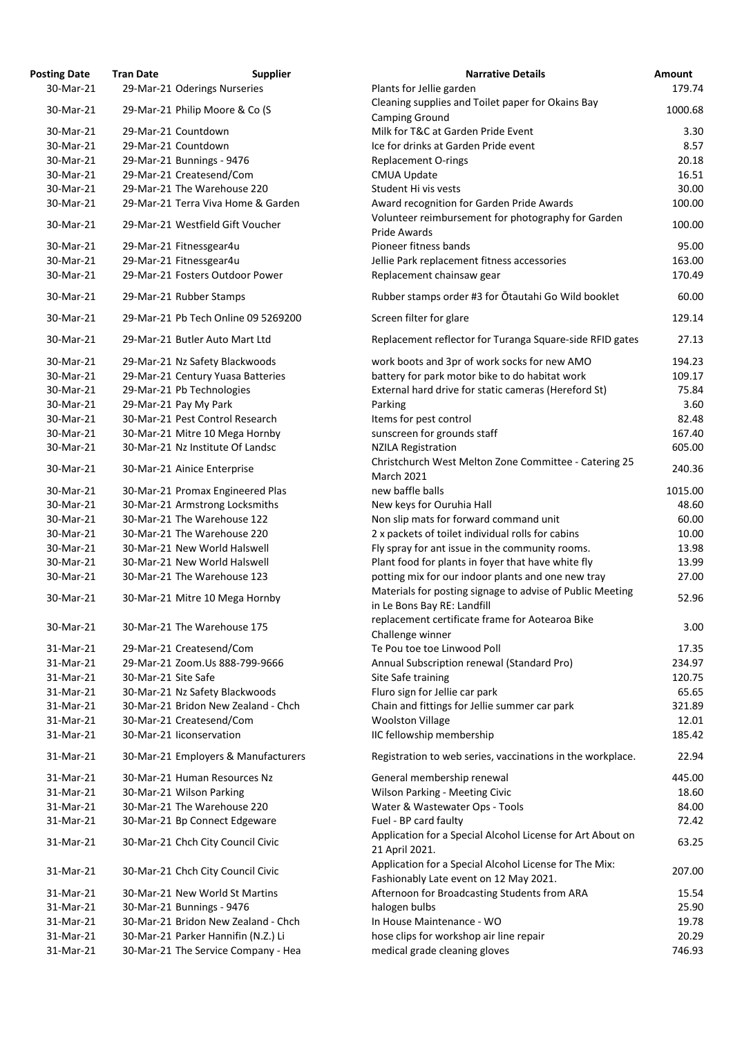| Posting Date | Tran Date | Supplier | Narrative Details | Amount |
|---|---|---|---|---|
| 30-Mar-21 | 29-Mar-21 | Oderings Nurseries | Plants for Jellie garden | 179.74 |
| 30-Mar-21 | 29-Mar-21 | Philip Moore & Co (S | Cleaning supplies and Toilet paper for Okains Bay Camping Ground | 1000.68 |
| 30-Mar-21 | 29-Mar-21 | Countdown | Milk for T&C at Garden Pride Event | 3.30 |
| 30-Mar-21 | 29-Mar-21 | Countdown | Ice for drinks at Garden Pride event | 8.57 |
| 30-Mar-21 | 29-Mar-21 | Bunnings - 9476 | Replacement O-rings | 20.18 |
| 30-Mar-21 | 29-Mar-21 | Createsend/Com | CMUA Update | 16.51 |
| 30-Mar-21 | 29-Mar-21 | The Warehouse 220 | Student Hi vis vests | 30.00 |
| 30-Mar-21 | 29-Mar-21 | Terra Viva Home & Garden | Award recognition for Garden Pride Awards | 100.00 |
| 30-Mar-21 | 29-Mar-21 | Westfield Gift Voucher | Volunteer reimbursement for photography for Garden Pride Awards | 100.00 |
| 30-Mar-21 | 29-Mar-21 | Fitnessgear4u | Pioneer fitness bands | 95.00 |
| 30-Mar-21 | 29-Mar-21 | Fitnessgear4u | Jellie Park replacement fitness accessories | 163.00 |
| 30-Mar-21 | 29-Mar-21 | Fosters Outdoor Power | Replacement chainsaw gear | 170.49 |
| 30-Mar-21 | 29-Mar-21 | Rubber Stamps | Rubber stamps order #3 for Ōtautahi Go Wild booklet | 60.00 |
| 30-Mar-21 | 29-Mar-21 | Pb Tech Online 09 5269200 | Screen filter for glare | 129.14 |
| 30-Mar-21 | 29-Mar-21 | Butler Auto Mart Ltd | Replacement reflector for Turanga Square-side RFID gates | 27.13 |
| 30-Mar-21 | 29-Mar-21 | Nz Safety Blackwoods | work boots and 3pr of work socks for new AMO | 194.23 |
| 30-Mar-21 | 29-Mar-21 | Century Yuasa Batteries | battery for park motor bike to do habitat work | 109.17 |
| 30-Mar-21 | 29-Mar-21 | Pb Technologies | External hard drive for static cameras (Hereford St) | 75.84 |
| 30-Mar-21 | 29-Mar-21 | Pay My Park | Parking | 3.60 |
| 30-Mar-21 | 30-Mar-21 | Pest Control Research | Items for pest control | 82.48 |
| 30-Mar-21 | 30-Mar-21 | Mitre 10 Mega Hornby | sunscreen for grounds staff | 167.40 |
| 30-Mar-21 | 30-Mar-21 | Nz Institute Of Landsc | NZILA Registration | 605.00 |
| 30-Mar-21 | 30-Mar-21 | Ainice Enterprise | Christchurch West Melton Zone Committee - Catering 25 March 2021 | 240.36 |
| 30-Mar-21 | 30-Mar-21 | Promax Engineered Plas | new baffle balls | 1015.00 |
| 30-Mar-21 | 30-Mar-21 | Armstrong Locksmiths | New keys for Ouruhia Hall | 48.60 |
| 30-Mar-21 | 30-Mar-21 | The Warehouse 122 | Non slip mats for forward command unit | 60.00 |
| 30-Mar-21 | 30-Mar-21 | The Warehouse 220 | 2 x packets of toilet individual rolls for cabins | 10.00 |
| 30-Mar-21 | 30-Mar-21 | New World Halswell | Fly spray for ant issue in the community rooms. | 13.98 |
| 30-Mar-21 | 30-Mar-21 | New World Halswell | Plant food for plants in foyer that have white fly | 13.99 |
| 30-Mar-21 | 30-Mar-21 | The Warehouse 123 | potting mix for our indoor plants and one new tray | 27.00 |
| 30-Mar-21 | 30-Mar-21 | Mitre 10 Mega Hornby | Materials for posting signage to advise of Public Meeting in Le Bons Bay RE: Landfill | 52.96 |
| 30-Mar-21 | 30-Mar-21 | The Warehouse 175 | replacement certificate frame for Aotearoa Bike Challenge winner | 3.00 |
| 31-Mar-21 | 29-Mar-21 | Createsend/Com | Te Pou toe toe Linwood Poll | 17.35 |
| 31-Mar-21 | 29-Mar-21 | Zoom.Us 888-799-9666 | Annual Subscription renewal (Standard Pro) | 234.97 |
| 31-Mar-21 | 30-Mar-21 | Site Safe | Site Safe training | 120.75 |
| 31-Mar-21 | 30-Mar-21 | Nz Safety Blackwoods | Fluro sign for Jellie car park | 65.65 |
| 31-Mar-21 | 30-Mar-21 | Bridon New Zealand - Chch | Chain and fittings for Jellie summer car park | 321.89 |
| 31-Mar-21 | 30-Mar-21 | Createsend/Com | Woolston Village | 12.01 |
| 31-Mar-21 | 30-Mar-21 | Iiconservation | IIC fellowship membership | 185.42 |
| 31-Mar-21 | 30-Mar-21 | Employers & Manufacturers | Registration to web series, vaccinations in the workplace. | 22.94 |
| 31-Mar-21 | 30-Mar-21 | Human Resources Nz | General membership renewal | 445.00 |
| 31-Mar-21 | 30-Mar-21 | Wilson Parking | Wilson Parking - Meeting Civic | 18.60 |
| 31-Mar-21 | 30-Mar-21 | The Warehouse 220 | Water & Wastewater Ops - Tools | 84.00 |
| 31-Mar-21 | 30-Mar-21 | Bp Connect Edgeware | Fuel - BP card faulty | 72.42 |
| 31-Mar-21 | 30-Mar-21 | Chch City Council Civic | Application for a Special Alcohol License for Art About on 21 April 2021. | 63.25 |
| 31-Mar-21 | 30-Mar-21 | Chch City Council Civic | Application for a Special Alcohol License for The Mix: Fashionably Late event on 12 May 2021. | 207.00 |
| 31-Mar-21 | 30-Mar-21 | New World St Martins | Afternoon for Broadcasting Students from ARA | 15.54 |
| 31-Mar-21 | 30-Mar-21 | Bunnings - 9476 | halogen bulbs | 25.90 |
| 31-Mar-21 | 30-Mar-21 | Bridon New Zealand - Chch | In House Maintenance - WO | 19.78 |
| 31-Mar-21 | 30-Mar-21 | Parker Hannifin (N.Z.) Li | hose clips for workshop air line repair | 20.29 |
| 31-Mar-21 | 30-Mar-21 | The Service Company - Hea | medical grade cleaning gloves | 746.93 |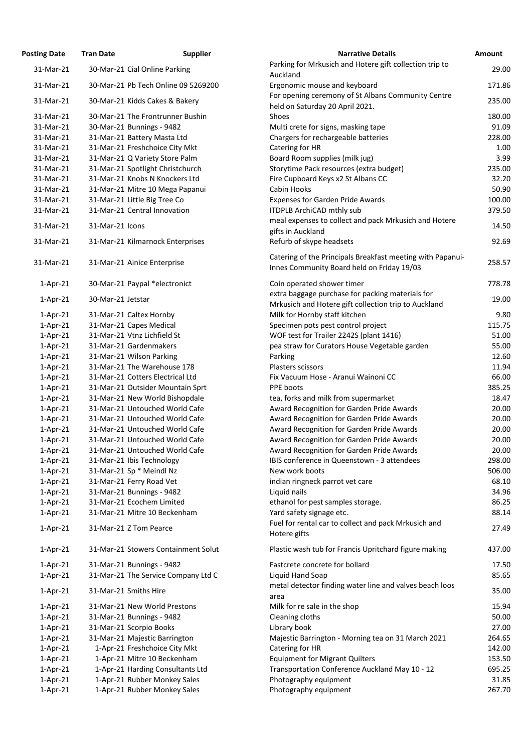| Posting Date | Tran Date | Supplier | Narrative Details | Amount |
|---|---|---|---|---|
| 31-Mar-21 | 30-Mar-21 | Cial Online Parking | Parking for Mrkusich and Hotere gift collection trip to Auckland | 29.00 |
| 31-Mar-21 | 30-Mar-21 | Pb Tech Online 09 5269200 | Ergonomic mouse and keyboard | 171.86 |
| 31-Mar-21 | 30-Mar-21 | Kidds Cakes & Bakery | For opening ceremony of St Albans Community Centre held on Saturday 20 April 2021. | 235.00 |
| 31-Mar-21 | 30-Mar-21 | The Frontrunner Bushin | Shoes | 180.00 |
| 31-Mar-21 | 30-Mar-21 | Bunnings - 9482 | Multi crete for signs, masking tape | 91.09 |
| 31-Mar-21 | 31-Mar-21 | Battery Masta Ltd | Chargers for rechargeable batteries | 228.00 |
| 31-Mar-21 | 31-Mar-21 | Freshchoice City Mkt | Catering for HR | 1.00 |
| 31-Mar-21 | 31-Mar-21 | Q Variety Store Palm | Board Room supplies (milk jug) | 3.99 |
| 31-Mar-21 | 31-Mar-21 | Spotlight Christchurch | Storytime Pack resources (extra budget) | 235.00 |
| 31-Mar-21 | 31-Mar-21 | Knobs N Knockers Ltd | Fire Cupboard Keys x2 St Albans CC | 32.20 |
| 31-Mar-21 | 31-Mar-21 | Mitre 10 Mega Papanui | Cabin Hooks | 50.90 |
| 31-Mar-21 | 31-Mar-21 | Little Big Tree Co | Expenses for Garden Pride Awards | 100.00 |
| 31-Mar-21 | 31-Mar-21 | Central Innovation | ITDPLB ArchiCAD mthly sub | 379.50 |
| 31-Mar-21 | 31-Mar-21 | Icons | meal expenses to collect and pack Mrkusich and Hotere gifts in Auckland | 14.50 |
| 31-Mar-21 | 31-Mar-21 | Kilmarnock Enterprises | Refurb of skype headsets | 92.69 |
| 31-Mar-21 | 31-Mar-21 | Ainice Enterprise | Catering of the Principals Breakfast meeting with Papanui-Innes Community Board held on Friday 19/03 | 258.57 |
| 1-Apr-21 | 30-Mar-21 | Paypal *electronict | Coin operated shower timer | 778.78 |
| 1-Apr-21 | 30-Mar-21 | Jetstar | extra baggage purchase for packing materials for Mrkusich and Hotere gift collection trip to Auckland | 19.00 |
| 1-Apr-21 | 31-Mar-21 | Caltex Hornby | Milk for Hornby staff kitchen | 9.80 |
| 1-Apr-21 | 31-Mar-21 | Capes Medical | Specimen pots pest control project | 115.75 |
| 1-Apr-21 | 31-Mar-21 | Vtnz Lichfield St | WOF test for Trailer 2242S (plant 1416) | 51.00 |
| 1-Apr-21 | 31-Mar-21 | Gardenmakers | pea straw for Curators House Vegetable garden | 55.00 |
| 1-Apr-21 | 31-Mar-21 | Wilson Parking | Parking | 12.60 |
| 1-Apr-21 | 31-Mar-21 | The Warehouse 178 | Plasters scissors | 11.94 |
| 1-Apr-21 | 31-Mar-21 | Cotters Electrical Ltd | Fix Vacuum Hose - Aranui Wainoni CC | 66.00 |
| 1-Apr-21 | 31-Mar-21 | Outsider Mountain Sprt | PPE boots | 385.25 |
| 1-Apr-21 | 31-Mar-21 | New World Bishopdale | tea, forks and milk from supermarket | 18.47 |
| 1-Apr-21 | 31-Mar-21 | Untouched World Cafe | Award Recognition for Garden Pride Awards | 20.00 |
| 1-Apr-21 | 31-Mar-21 | Untouched World Cafe | Award Recognition for Garden Pride Awards | 20.00 |
| 1-Apr-21 | 31-Mar-21 | Untouched World Cafe | Award Recognition for Garden Pride Awards | 20.00 |
| 1-Apr-21 | 31-Mar-21 | Untouched World Cafe | Award Recognition for Garden Pride Awards | 20.00 |
| 1-Apr-21 | 31-Mar-21 | Untouched World Cafe | Award Recognition for Garden Pride Awards | 20.00 |
| 1-Apr-21 | 31-Mar-21 | Ibis Technology | IBIS conference in Queenstown - 3 attendees | 298.00 |
| 1-Apr-21 | 31-Mar-21 | Sp * Meindl Nz | New work boots | 506.00 |
| 1-Apr-21 | 31-Mar-21 | Ferry Road Vet | indian ringneck parrot vet care | 68.10 |
| 1-Apr-21 | 31-Mar-21 | Bunnings - 9482 | Liquid nails | 34.96 |
| 1-Apr-21 | 31-Mar-21 | Ecochem Limited | ethanol for pest samples storage. | 86.25 |
| 1-Apr-21 | 31-Mar-21 | Mitre 10 Beckenham | Yard safety signage etc. | 88.14 |
| 1-Apr-21 | 31-Mar-21 | Z Tom Pearce | Fuel for rental car to collect and pack Mrkusich and Hotere gifts | 27.49 |
| 1-Apr-21 | 31-Mar-21 | Stowers Containment Solut | Plastic wash tub for Francis Upritchard figure making | 437.00 |
| 1-Apr-21 | 31-Mar-21 | Bunnings - 9482 | Fastcrete concrete for bollard | 17.50 |
| 1-Apr-21 | 31-Mar-21 | The Service Company Ltd C | Liquid Hand Soap | 85.65 |
| 1-Apr-21 | 31-Mar-21 | Smiths Hire | metal detector finding water line and valves beach loos area | 35.00 |
| 1-Apr-21 | 31-Mar-21 | New World Prestons | Milk for re sale in the shop | 15.94 |
| 1-Apr-21 | 31-Mar-21 | Bunnings - 9482 | Cleaning cloths | 50.00 |
| 1-Apr-21 | 31-Mar-21 | Scorpio Books | Library book | 27.00 |
| 1-Apr-21 | 31-Mar-21 | Majestic Barrington | Majestic Barrington - Morning tea on 31 March 2021 | 264.65 |
| 1-Apr-21 | 1-Apr-21 | Freshchoice City Mkt | Catering for HR | 142.00 |
| 1-Apr-21 | 1-Apr-21 | Mitre 10 Beckenham | Equipment for Migrant Quilters | 153.50 |
| 1-Apr-21 | 1-Apr-21 | Harding Consultants Ltd | Transportation Conference Auckland May 10 - 12 | 695.25 |
| 1-Apr-21 | 1-Apr-21 | Rubber Monkey Sales | Photography equipment | 31.85 |
| 1-Apr-21 | 1-Apr-21 | Rubber Monkey Sales | Photography equipment | 267.70 |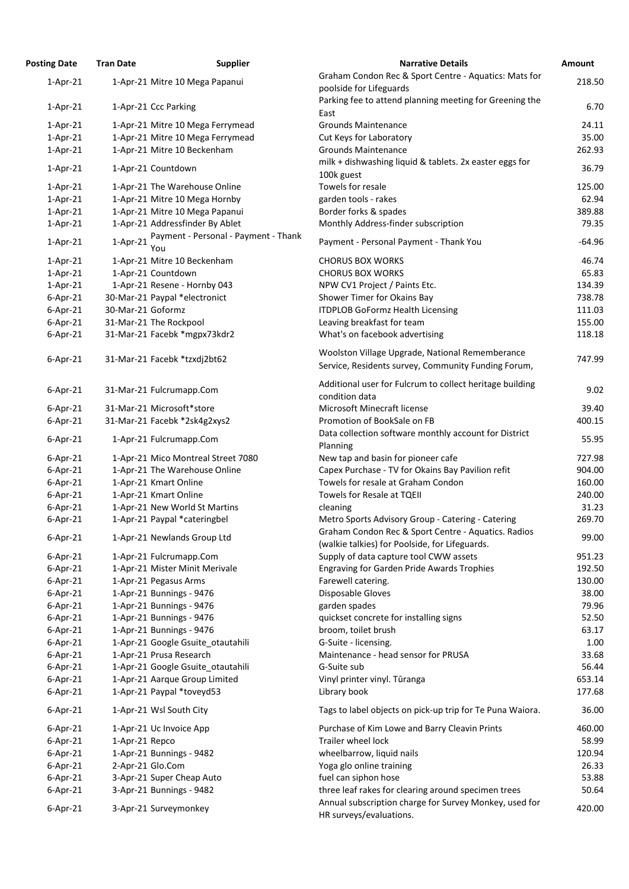| Posting Date | Tran Date | Supplier | Narrative Details | Amount |
|---|---|---|---|---|
| 1-Apr-21 | 1-Apr-21 | Mitre 10 Mega Papanui | Graham Condon Rec & Sport Centre - Aquatics: Mats for poolside for Lifeguards | 218.50 |
| 1-Apr-21 | 1-Apr-21 | Ccc Parking | Parking fee to attend planning meeting for Greening the East | 6.70 |
| 1-Apr-21 | 1-Apr-21 | Mitre 10 Mega Ferrymead | Grounds Maintenance | 24.11 |
| 1-Apr-21 | 1-Apr-21 | Mitre 10 Mega Ferrymead | Cut Keys for Laboratory | 35.00 |
| 1-Apr-21 | 1-Apr-21 | Mitre 10 Beckenham | Grounds Maintenance | 262.93 |
| 1-Apr-21 | 1-Apr-21 | Countdown | milk + dishwashing liquid & tablets. 2x easter eggs for 100k guest | 36.79 |
| 1-Apr-21 | 1-Apr-21 | The Warehouse Online | Towels for resale | 125.00 |
| 1-Apr-21 | 1-Apr-21 | Mitre 10 Mega Hornby | garden tools - rakes | 62.94 |
| 1-Apr-21 | 1-Apr-21 | Mitre 10 Mega Papanui | Border forks & spades | 389.88 |
| 1-Apr-21 | 1-Apr-21 | Addressfinder By Ablet | Monthly Address-finder subscription | 79.35 |
| 1-Apr-21 | 1-Apr-21 | Payment - Personal - Payment - Thank You | Payment - Personal Payment - Thank You | -64.96 |
| 1-Apr-21 | 1-Apr-21 | Mitre 10 Beckenham | CHORUS BOX WORKS | 46.74 |
| 1-Apr-21 | 1-Apr-21 | Countdown | CHORUS BOX WORKS | 65.83 |
| 1-Apr-21 | 1-Apr-21 | Resene - Hornby 043 | NPW CV1 Project / Paints Etc. | 134.39 |
| 6-Apr-21 | 30-Mar-21 | Paypal *electronict | Shower Timer for Okains Bay | 738.78 |
| 6-Apr-21 | 30-Mar-21 | Goformz | ITDPLOB GoFormz Health Licensing | 111.03 |
| 6-Apr-21 | 31-Mar-21 | The Rockpool | Leaving breakfast for team | 155.00 |
| 6-Apr-21 | 31-Mar-21 | Facebk *mgpx73kdr2 | What's on facebook advertising | 118.18 |
| 6-Apr-21 | 31-Mar-21 | Facebk *tzxdj2bt62 | Woolston Village Upgrade, National Rememberance Service, Residents survey, Community Funding Forum, | 747.99 |
| 6-Apr-21 | 31-Mar-21 | Fulcrumapp.Com | Additional user for Fulcrum to collect heritage building condition data | 9.02 |
| 6-Apr-21 | 31-Mar-21 | Microsoft*store | Microsoft Minecraft license | 39.40 |
| 6-Apr-21 | 31-Mar-21 | Facebk *2sk4g2xys2 | Promotion of BookSale on FB | 400.15 |
| 6-Apr-21 | 1-Apr-21 | Fulcrumapp.Com | Data collection software monthly account for District Planning | 55.95 |
| 6-Apr-21 | 1-Apr-21 | Mico Montreal Street 7080 | New tap and basin for pioneer cafe | 727.98 |
| 6-Apr-21 | 1-Apr-21 | The Warehouse Online | Capex Purchase - TV for Okains Bay Pavilion refit | 904.00 |
| 6-Apr-21 | 1-Apr-21 | Kmart Online | Towels for resale at Graham Condon | 160.00 |
| 6-Apr-21 | 1-Apr-21 | Kmart Online | Towels for Resale at TQEII | 240.00 |
| 6-Apr-21 | 1-Apr-21 | New World St Martins | cleaning | 31.23 |
| 6-Apr-21 | 1-Apr-21 | Paypal *cateringbel | Metro Sports Advisory Group - Catering - Catering | 269.70 |
| 6-Apr-21 | 1-Apr-21 | Newlands Group Ltd | Graham Condon Rec & Sport Centre - Aquatics. Radios (walkie talkies) for Poolside, for Lifeguards. | 99.00 |
| 6-Apr-21 | 1-Apr-21 | Fulcrumapp.Com | Supply of data capture tool CWW assets | 951.23 |
| 6-Apr-21 | 1-Apr-21 | Mister Minit Merivale | Engraving for Garden Pride Awards Trophies | 192.50 |
| 6-Apr-21 | 1-Apr-21 | Pegasus Arms | Farewell catering. | 130.00 |
| 6-Apr-21 | 1-Apr-21 | Bunnings - 9476 | Disposable Gloves | 38.00 |
| 6-Apr-21 | 1-Apr-21 | Bunnings - 9476 | garden spades | 79.96 |
| 6-Apr-21 | 1-Apr-21 | Bunnings - 9476 | quickset concrete for installing signs | 52.50 |
| 6-Apr-21 | 1-Apr-21 | Bunnings - 9476 | broom, toilet brush | 63.17 |
| 6-Apr-21 | 1-Apr-21 | Google Gsuite_otautahili | G-Suite - licensing. | 1.00 |
| 6-Apr-21 | 1-Apr-21 | Prusa Research | Maintenance - head sensor for PRUSA | 33.68 |
| 6-Apr-21 | 1-Apr-21 | Google Gsuite_otautahili | G-Suite sub | 56.44 |
| 6-Apr-21 | 1-Apr-21 | Aarque Group Limited | Vinyl printer vinyl. Tūranga | 653.14 |
| 6-Apr-21 | 1-Apr-21 | Paypal *toveyd53 | Library book | 177.68 |
| 6-Apr-21 | 1-Apr-21 | Wsl South City | Tags to label objects on pick-up trip for Te Puna Waiora. | 36.00 |
| 6-Apr-21 | 1-Apr-21 | Uc Invoice App | Purchase of Kim Lowe and Barry Cleavin Prints | 460.00 |
| 6-Apr-21 | 1-Apr-21 | Repco | Trailer wheel lock | 58.99 |
| 6-Apr-21 | 1-Apr-21 | Bunnings - 9482 | wheelbarrow, liquid nails | 120.94 |
| 6-Apr-21 | 2-Apr-21 | Glo.Com | Yoga glo online training | 26.33 |
| 6-Apr-21 | 3-Apr-21 | Super Cheap Auto | fuel can siphon hose | 53.88 |
| 6-Apr-21 | 3-Apr-21 | Bunnings - 9482 | three leaf rakes for clearing around specimen trees | 50.64 |
| 6-Apr-21 | 3-Apr-21 | Surveymonkey | Annual subscription charge for Survey Monkey, used for HR surveys/evaluations. | 420.00 |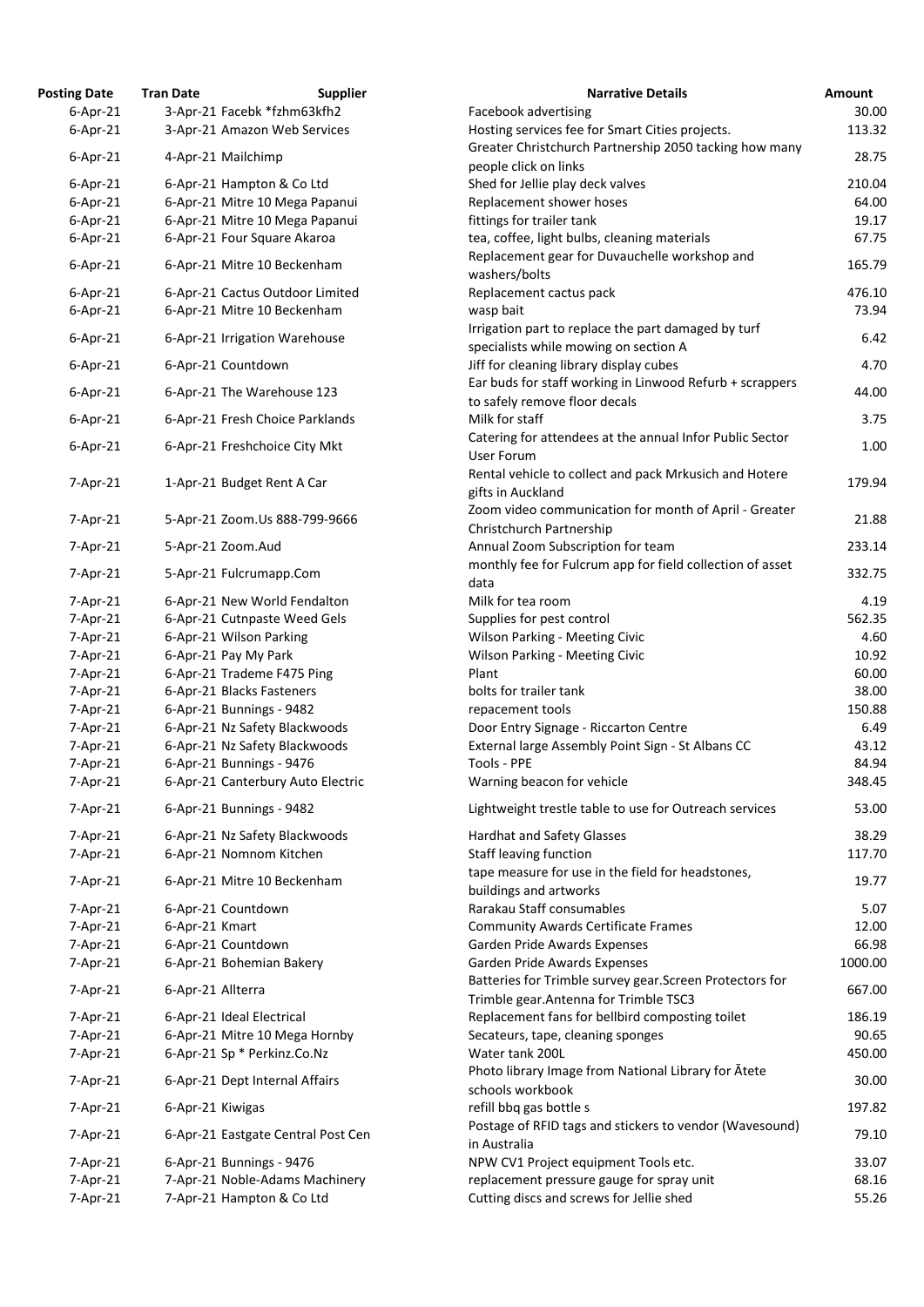| Posting Date | Tran Date | Supplier | Narrative Details | Amount |
|---|---|---|---|---|
| 6-Apr-21 | 3-Apr-21 | Facebk *fzhm63kfh2 | Facebook advertising | 30.00 |
| 6-Apr-21 | 3-Apr-21 | Amazon Web Services | Hosting services fee for Smart Cities projects. | 113.32 |
| 6-Apr-21 | 4-Apr-21 | Mailchimp | Greater Christchurch Partnership 2050 tacking how many people click on links | 28.75 |
| 6-Apr-21 | 6-Apr-21 | Hampton & Co Ltd | Shed for Jellie play deck valves | 210.04 |
| 6-Apr-21 | 6-Apr-21 | Mitre 10 Mega Papanui | Replacement shower hoses | 64.00 |
| 6-Apr-21 | 6-Apr-21 | Mitre 10 Mega Papanui | fittings for trailer tank | 19.17 |
| 6-Apr-21 | 6-Apr-21 | Four Square Akaroa | tea, coffee, light bulbs, cleaning materials | 67.75 |
| 6-Apr-21 | 6-Apr-21 | Mitre 10 Beckenham | Replacement gear for Duvauchelle workshop and washers/bolts | 165.79 |
| 6-Apr-21 | 6-Apr-21 | Cactus Outdoor Limited | Replacement cactus pack | 476.10 |
| 6-Apr-21 | 6-Apr-21 | Mitre 10 Beckenham | wasp bait | 73.94 |
| 6-Apr-21 | 6-Apr-21 | Irrigation Warehouse | Irrigation part to replace the part damaged by turf specialists while mowing on section A | 6.42 |
| 6-Apr-21 | 6-Apr-21 | Countdown | Jiff for cleaning library display cubes | 4.70 |
| 6-Apr-21 | 6-Apr-21 | The Warehouse 123 | Ear buds for staff working in Linwood Refurb + scrappers to safely remove floor decals | 44.00 |
| 6-Apr-21 | 6-Apr-21 | Fresh Choice Parklands | Milk for staff | 3.75 |
| 6-Apr-21 | 6-Apr-21 | Freshchoice City Mkt | Catering for attendees at the annual Infor Public Sector User Forum | 1.00 |
| 7-Apr-21 | 1-Apr-21 | Budget Rent A Car | Rental vehicle to collect and pack Mrkusich and Hotere gifts in Auckland | 179.94 |
| 7-Apr-21 | 5-Apr-21 | Zoom.Us 888-799-9666 | Zoom video communication for month of April - Greater Christchurch Partnership | 21.88 |
| 7-Apr-21 | 5-Apr-21 | Zoom.Aud | Annual Zoom Subscription for team | 233.14 |
| 7-Apr-21 | 5-Apr-21 | Fulcrumapp.Com | monthly fee for Fulcrum app for field collection of asset data | 332.75 |
| 7-Apr-21 | 6-Apr-21 | New World Fendalton | Milk for tea room | 4.19 |
| 7-Apr-21 | 6-Apr-21 | Cutnpaste Weed Gels | Supplies for pest control | 562.35 |
| 7-Apr-21 | 6-Apr-21 | Wilson Parking | Wilson Parking - Meeting Civic | 4.60 |
| 7-Apr-21 | 6-Apr-21 | Pay My Park | Wilson Parking - Meeting Civic | 10.92 |
| 7-Apr-21 | 6-Apr-21 | Trademe F475 Ping | Plant | 60.00 |
| 7-Apr-21 | 6-Apr-21 | Blacks Fasteners | bolts for trailer tank | 38.00 |
| 7-Apr-21 | 6-Apr-21 | Bunnings - 9482 | repacement tools | 150.88 |
| 7-Apr-21 | 6-Apr-21 | Nz Safety Blackwoods | Door Entry Signage - Riccarton Centre | 6.49 |
| 7-Apr-21 | 6-Apr-21 | Nz Safety Blackwoods | External large Assembly Point Sign - St Albans CC | 43.12 |
| 7-Apr-21 | 6-Apr-21 | Bunnings - 9476 | Tools - PPE | 84.94 |
| 7-Apr-21 | 6-Apr-21 | Canterbury Auto Electric | Warning beacon for vehicle | 348.45 |
| 7-Apr-21 | 6-Apr-21 | Bunnings - 9482 | Lightweight trestle table to use for Outreach services | 53.00 |
| 7-Apr-21 | 6-Apr-21 | Nz Safety Blackwoods | Hardhat and Safety Glasses | 38.29 |
| 7-Apr-21 | 6-Apr-21 | Nomnom Kitchen | Staff leaving function | 117.70 |
| 7-Apr-21 | 6-Apr-21 | Mitre 10 Beckenham | tape measure for use in the field for headstones, buildings and artworks | 19.77 |
| 7-Apr-21 | 6-Apr-21 | Countdown | Rarakau Staff consumables | 5.07 |
| 7-Apr-21 | 6-Apr-21 | Kmart | Community Awards Certificate Frames | 12.00 |
| 7-Apr-21 | 6-Apr-21 | Countdown | Garden Pride Awards Expenses | 66.98 |
| 7-Apr-21 | 6-Apr-21 | Bohemian Bakery | Garden Pride Awards Expenses | 1000.00 |
| 7-Apr-21 | 6-Apr-21 | Allterra | Batteries for Trimble survey gear.Screen Protectors for Trimble gear.Antenna for Trimble TSC3 | 667.00 |
| 7-Apr-21 | 6-Apr-21 | Ideal Electrical | Replacement fans for bellbird composting toilet | 186.19 |
| 7-Apr-21 | 6-Apr-21 | Mitre 10 Mega Hornby | Secateurs, tape, cleaning sponges | 90.65 |
| 7-Apr-21 | 6-Apr-21 | Sp * Perkinz.Co.Nz | Water tank 200L | 450.00 |
| 7-Apr-21 | 6-Apr-21 | Dept Internal Affairs | Photo library Image from National Library for Ātete schools workbook | 30.00 |
| 7-Apr-21 | 6-Apr-21 | Kiwigas | refill bbq gas bottle s | 197.82 |
| 7-Apr-21 | 6-Apr-21 | Eastgate Central Post Cen | Postage of RFID tags and stickers to vendor (Wavesound) in Australia | 79.10 |
| 7-Apr-21 | 6-Apr-21 | Bunnings - 9476 | NPW CV1 Project equipment Tools etc. | 33.07 |
| 7-Apr-21 | 7-Apr-21 | Noble-Adams Machinery | replacement pressure gauge for spray unit | 68.16 |
| 7-Apr-21 | 7-Apr-21 | Hampton & Co Ltd | Cutting discs and screws for Jellie shed | 55.26 |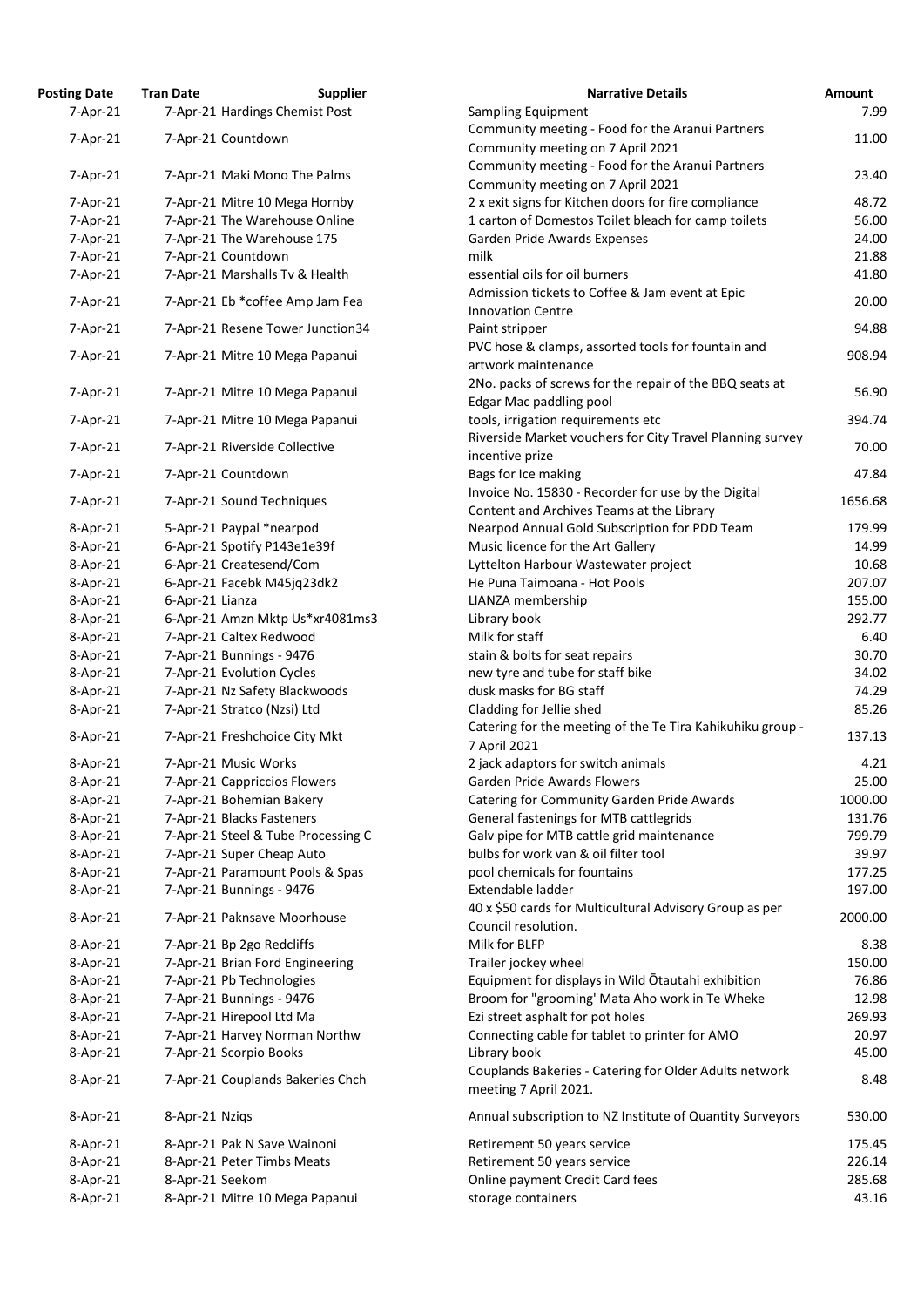| Posting Date | Tran Date | Supplier | Narrative Details | Amount |
|---|---|---|---|---|
| 7-Apr-21 | 7-Apr-21 | Hardings Chemist Post | Sampling Equipment | 7.99 |
| 7-Apr-21 | 7-Apr-21 | Countdown | Community meeting - Food for the Aranui Partners Community meeting on 7 April 2021 | 11.00 |
| 7-Apr-21 | 7-Apr-21 | Maki Mono The Palms | Community meeting - Food for the Aranui Partners Community meeting on 7 April 2021 | 23.40 |
| 7-Apr-21 | 7-Apr-21 | Mitre 10 Mega Hornby | 2 x exit signs for Kitchen doors for fire compliance | 48.72 |
| 7-Apr-21 | 7-Apr-21 | The Warehouse Online | 1 carton of Domestos Toilet bleach for camp toilets | 56.00 |
| 7-Apr-21 | 7-Apr-21 | The Warehouse 175 | Garden Pride Awards Expenses | 24.00 |
| 7-Apr-21 | 7-Apr-21 | Countdown | milk | 21.88 |
| 7-Apr-21 | 7-Apr-21 | Marshalls Tv & Health | essential oils for oil burners | 41.80 |
| 7-Apr-21 | 7-Apr-21 | Eb *coffee Amp Jam Fea | Admission tickets to Coffee & Jam event at Epic Innovation Centre | 20.00 |
| 7-Apr-21 | 7-Apr-21 | Resene Tower Junction34 | Paint stripper | 94.88 |
| 7-Apr-21 | 7-Apr-21 | Mitre 10 Mega Papanui | PVC hose & clamps, assorted tools for fountain and artwork maintenance | 908.94 |
| 7-Apr-21 | 7-Apr-21 | Mitre 10 Mega Papanui | 2No. packs of screws for the repair of the BBQ seats at Edgar Mac paddling pool | 56.90 |
| 7-Apr-21 | 7-Apr-21 | Mitre 10 Mega Papanui | tools, irrigation requirements etc | 394.74 |
| 7-Apr-21 | 7-Apr-21 | Riverside Collective | Riverside Market vouchers for City Travel Planning survey incentive prize | 70.00 |
| 7-Apr-21 | 7-Apr-21 | Countdown | Bags for Ice making | 47.84 |
| 7-Apr-21 | 7-Apr-21 | Sound Techniques | Invoice No. 15830 - Recorder for use by the Digital Content and Archives Teams at the Library | 1656.68 |
| 8-Apr-21 | 5-Apr-21 | Paypal *nearpod | Nearpod Annual Gold Subscription for PDD Team | 179.99 |
| 8-Apr-21 | 6-Apr-21 | Spotify P143e1e39f | Music licence for the Art Gallery | 14.99 |
| 8-Apr-21 | 6-Apr-21 | Createsend/Com | Lyttelton Harbour Wastewater project | 10.68 |
| 8-Apr-21 | 6-Apr-21 | Facebk M45jq23dk2 | He Puna Taimoana - Hot Pools | 207.07 |
| 8-Apr-21 | 6-Apr-21 | Lianza | LIANZA membership | 155.00 |
| 8-Apr-21 | 6-Apr-21 | Amzn Mktp Us*xr4081ms3 | Library book | 292.77 |
| 8-Apr-21 | 7-Apr-21 | Caltex Redwood | Milk for staff | 6.40 |
| 8-Apr-21 | 7-Apr-21 | Bunnings - 9476 | stain & bolts for seat repairs | 30.70 |
| 8-Apr-21 | 7-Apr-21 | Evolution Cycles | new tyre and tube for staff bike | 34.02 |
| 8-Apr-21 | 7-Apr-21 | Nz Safety Blackwoods | dusk masks for BG staff | 74.29 |
| 8-Apr-21 | 7-Apr-21 | Stratco (Nzsi) Ltd | Cladding for Jellie shed | 85.26 |
| 8-Apr-21 | 7-Apr-21 | Freshchoice City Mkt | Catering for the meeting of the Te Tira Kahikuhiku group - 7 April 2021 | 137.13 |
| 8-Apr-21 | 7-Apr-21 | Music Works | 2 jack adaptors for switch animals | 4.21 |
| 8-Apr-21 | 7-Apr-21 | Cappriccios Flowers | Garden Pride Awards Flowers | 25.00 |
| 8-Apr-21 | 7-Apr-21 | Bohemian Bakery | Catering for Community Garden Pride Awards | 1000.00 |
| 8-Apr-21 | 7-Apr-21 | Blacks Fasteners | General fastenings for MTB cattlegrids | 131.76 |
| 8-Apr-21 | 7-Apr-21 | Steel & Tube Processing C | Galv pipe for MTB cattle grid maintenance | 799.79 |
| 8-Apr-21 | 7-Apr-21 | Super Cheap Auto | bulbs for work van & oil filter tool | 39.97 |
| 8-Apr-21 | 7-Apr-21 | Paramount Pools & Spas | pool chemicals for fountains | 177.25 |
| 8-Apr-21 | 7-Apr-21 | Bunnings - 9476 | Extendable ladder | 197.00 |
| 8-Apr-21 | 7-Apr-21 | Paknsave Moorhouse | 40 x $50 cards for Multicultural Advisory Group as per Council resolution. | 2000.00 |
| 8-Apr-21 | 7-Apr-21 | Bp 2go Redcliffs | Milk for BLFP | 8.38 |
| 8-Apr-21 | 7-Apr-21 | Brian Ford Engineering | Trailer jockey wheel | 150.00 |
| 8-Apr-21 | 7-Apr-21 | Pb Technologies | Equipment for displays in Wild Ōtautahi exhibition | 76.86 |
| 8-Apr-21 | 7-Apr-21 | Bunnings - 9476 | Broom for "grooming' Mata Aho work in Te Wheke | 12.98 |
| 8-Apr-21 | 7-Apr-21 | Hirepool Ltd Ma | Ezi street asphalt for pot holes | 269.93 |
| 8-Apr-21 | 7-Apr-21 | Harvey Norman Northw | Connecting cable for tablet to printer for AMO | 20.97 |
| 8-Apr-21 | 7-Apr-21 | Scorpio Books | Library book | 45.00 |
| 8-Apr-21 | 7-Apr-21 | Couplands Bakeries Chch | Couplands Bakeries - Catering for Older Adults network meeting 7 April 2021. | 8.48 |
| 8-Apr-21 | 8-Apr-21 | Nziqs | Annual subscription to NZ Institute of Quantity Surveyors | 530.00 |
| 8-Apr-21 | 8-Apr-21 | Pak N Save Wainoni | Retirement 50 years service | 175.45 |
| 8-Apr-21 | 8-Apr-21 | Peter Timbs Meats | Retirement 50 years service | 226.14 |
| 8-Apr-21 | 8-Apr-21 | Seekom | Online payment Credit Card fees | 285.68 |
| 8-Apr-21 | 8-Apr-21 | Mitre 10 Mega Papanui | storage containers | 43.16 |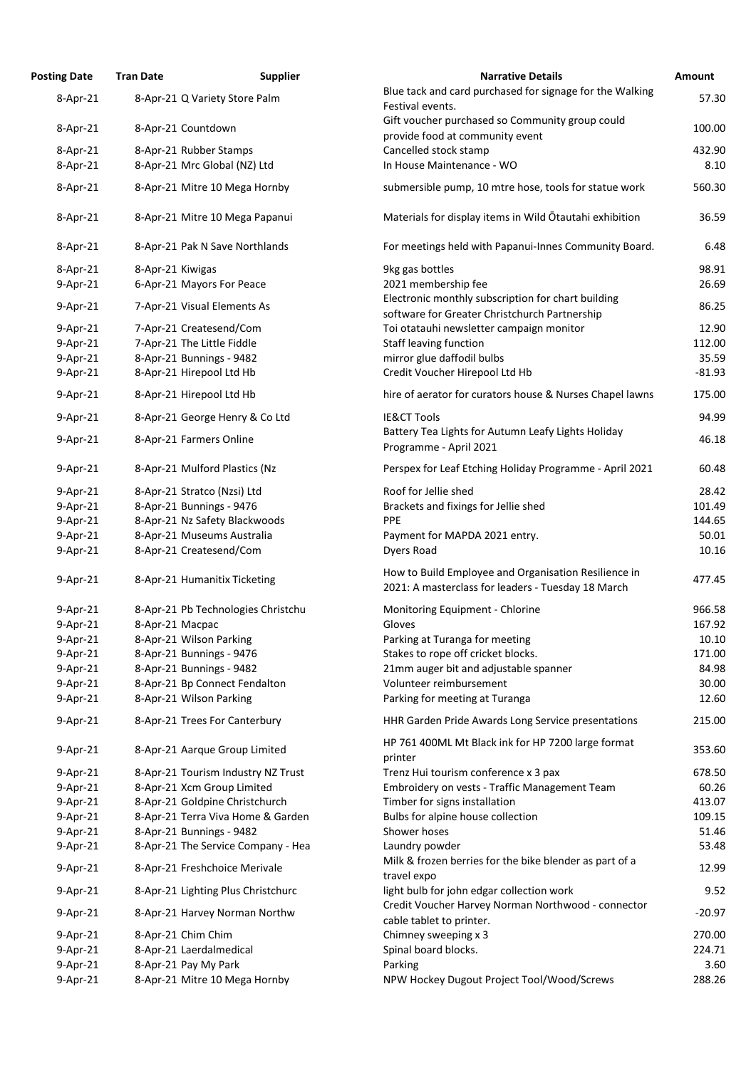| Posting Date | Tran Date | Supplier | Narrative Details | Amount |
|---|---|---|---|---|
| 8-Apr-21 | 8-Apr-21 | Q Variety Store Palm | Blue tack and card purchased for signage for the Walking Festival events. | 57.30 |
| 8-Apr-21 | 8-Apr-21 | Countdown | Gift voucher purchased so Community group could provide food at community event | 100.00 |
| 8-Apr-21 | 8-Apr-21 | Rubber Stamps | Cancelled stock stamp | 432.90 |
| 8-Apr-21 | 8-Apr-21 | Mrc Global (NZ) Ltd | In House Maintenance - WO | 8.10 |
| 8-Apr-21 | 8-Apr-21 | Mitre 10 Mega Hornby | submersible pump, 10 mtre hose, tools for statue work | 560.30 |
| 8-Apr-21 | 8-Apr-21 | Mitre 10 Mega Papanui | Materials for display items in Wild Ōtautahi exhibition | 36.59 |
| 8-Apr-21 | 8-Apr-21 | Pak N Save Northlands | For meetings held with Papanui-Innes Community Board. | 6.48 |
| 8-Apr-21 | 8-Apr-21 | Kiwigas | 9kg gas bottles | 98.91 |
| 9-Apr-21 | 6-Apr-21 | Mayors For Peace | 2021 membership fee | 26.69 |
| 9-Apr-21 | 7-Apr-21 | Visual Elements As | Electronic monthly subscription for chart building software for Greater Christchurch Partnership | 86.25 |
| 9-Apr-21 | 7-Apr-21 | Createsend/Com | Toi otatauhi newsletter campaign monitor | 12.90 |
| 9-Apr-21 | 7-Apr-21 | The Little Fiddle | Staff leaving function | 112.00 |
| 9-Apr-21 | 8-Apr-21 | Bunnings - 9482 | mirror glue daffodil bulbs | 35.59 |
| 9-Apr-21 | 8-Apr-21 | Hirepool Ltd Hb | Credit Voucher Hirepool Ltd Hb | -81.93 |
| 9-Apr-21 | 8-Apr-21 | Hirepool Ltd Hb | hire of aerator for curators house & Nurses Chapel lawns | 175.00 |
| 9-Apr-21 | 8-Apr-21 | George Henry & Co Ltd | IE&CT Tools | 94.99 |
| 9-Apr-21 | 8-Apr-21 | Farmers Online | Battery Tea Lights for Autumn Leafy Lights Holiday Programme - April 2021 | 46.18 |
| 9-Apr-21 | 8-Apr-21 | Mulford Plastics (Nz | Perspex for Leaf Etching Holiday Programme - April 2021 | 60.48 |
| 9-Apr-21 | 8-Apr-21 | Stratco (Nzsi) Ltd | Roof for Jellie shed | 28.42 |
| 9-Apr-21 | 8-Apr-21 | Bunnings - 9476 | Brackets and fixings for Jellie shed | 101.49 |
| 9-Apr-21 | 8-Apr-21 | Nz Safety Blackwoods | PPE | 144.65 |
| 9-Apr-21 | 8-Apr-21 | Museums Australia | Payment for MAPDA 2021 entry. | 50.01 |
| 9-Apr-21 | 8-Apr-21 | Createsend/Com | Dyers Road | 10.16 |
| 9-Apr-21 | 8-Apr-21 | Humanitix Ticketing | How to Build Employee and Organisation Resilience in 2021: A masterclass for leaders - Tuesday 18 March | 477.45 |
| 9-Apr-21 | 8-Apr-21 | Pb Technologies Christchu | Monitoring Equipment - Chlorine | 966.58 |
| 9-Apr-21 | 8-Apr-21 | Macpac | Gloves | 167.92 |
| 9-Apr-21 | 8-Apr-21 | Wilson Parking | Parking at Turanga for meeting | 10.10 |
| 9-Apr-21 | 8-Apr-21 | Bunnings - 9476 | Stakes to rope off cricket blocks. | 171.00 |
| 9-Apr-21 | 8-Apr-21 | Bunnings - 9482 | 21mm auger bit and adjustable spanner | 84.98 |
| 9-Apr-21 | 8-Apr-21 | Bp Connect Fendalton | Volunteer reimbursement | 30.00 |
| 9-Apr-21 | 8-Apr-21 | Wilson Parking | Parking for meeting at Turanga | 12.60 |
| 9-Apr-21 | 8-Apr-21 | Trees For Canterbury | HHR Garden Pride Awards Long Service presentations | 215.00 |
| 9-Apr-21 | 8-Apr-21 | Aarque Group Limited | HP 761 400ML Mt Black ink for HP 7200 large format printer | 353.60 |
| 9-Apr-21 | 8-Apr-21 | Tourism Industry NZ Trust | Trenz Hui tourism conference x 3 pax | 678.50 |
| 9-Apr-21 | 8-Apr-21 | Xcm Group Limited | Embroidery on vests - Traffic Management Team | 60.26 |
| 9-Apr-21 | 8-Apr-21 | Goldpine Christchurch | Timber for signs installation | 413.07 |
| 9-Apr-21 | 8-Apr-21 | Terra Viva Home & Garden | Bulbs for alpine house collection | 109.15 |
| 9-Apr-21 | 8-Apr-21 | Bunnings - 9482 | Shower hoses | 51.46 |
| 9-Apr-21 | 8-Apr-21 | The Service Company - Hea | Laundry powder | 53.48 |
| 9-Apr-21 | 8-Apr-21 | Freshchoice Merivale | Milk & frozen berries for the bike blender as part of a travel expo | 12.99 |
| 9-Apr-21 | 8-Apr-21 | Lighting Plus Christchurc | light bulb for john edgar collection work | 9.52 |
| 9-Apr-21 | 8-Apr-21 | Harvey Norman Northw | Credit Voucher Harvey Norman Northwood - connector cable tablet to printer. | -20.97 |
| 9-Apr-21 | 8-Apr-21 | Chim Chim | Chimney sweeping x 3 | 270.00 |
| 9-Apr-21 | 8-Apr-21 | Laerdalmedical | Spinal board blocks. | 224.71 |
| 9-Apr-21 | 8-Apr-21 | Pay My Park | Parking | 3.60 |
| 9-Apr-21 | 8-Apr-21 | Mitre 10 Mega Hornby | NPW Hockey Dugout Project Tool/Wood/Screws | 288.26 |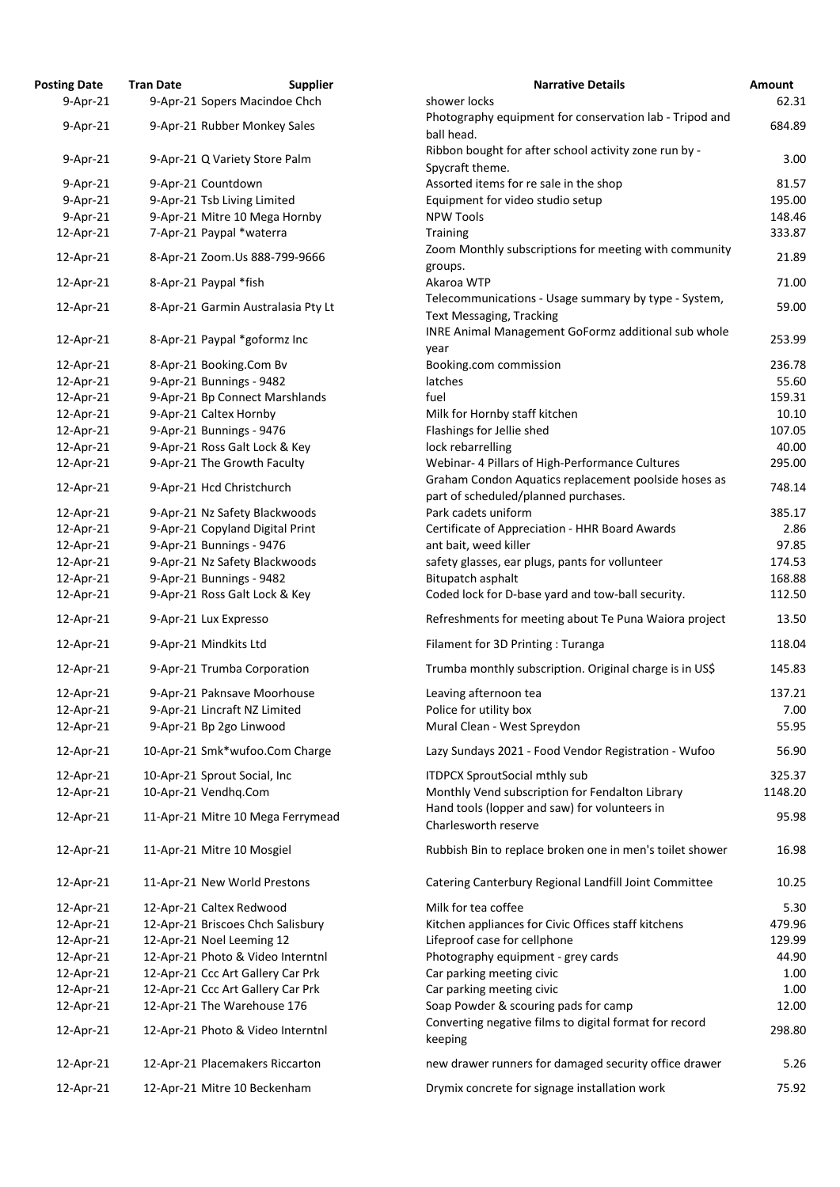| Posting Date | Tran Date | Supplier | Narrative Details | Amount |
|---|---|---|---|---|
| 9-Apr-21 | 9-Apr-21 | Sopers Macindoe Chch | shower locks | 62.31 |
| 9-Apr-21 | 9-Apr-21 | Rubber Monkey Sales | Photography equipment for conservation lab - Tripod and ball head. | 684.89 |
| 9-Apr-21 | 9-Apr-21 | Q Variety Store Palm | Ribbon bought for after school activity zone run by - Spycraft theme. | 3.00 |
| 9-Apr-21 | 9-Apr-21 | Countdown | Assorted items for re sale in the shop | 81.57 |
| 9-Apr-21 | 9-Apr-21 | Tsb Living Limited | Equipment for video studio setup | 195.00 |
| 9-Apr-21 | 9-Apr-21 | Mitre 10 Mega Hornby | NPW Tools | 148.46 |
| 12-Apr-21 | 7-Apr-21 | Paypal *waterra | Training | 333.87 |
| 12-Apr-21 | 8-Apr-21 | Zoom.Us 888-799-9666 | Zoom Monthly subscriptions for meeting with community groups. | 21.89 |
| 12-Apr-21 | 8-Apr-21 | Paypal *fish | Akaroa WTP | 71.00 |
| 12-Apr-21 | 8-Apr-21 | Garmin Australasia Pty Lt | Telecommunications - Usage summary by type - System, Text Messaging, Tracking | 59.00 |
| 12-Apr-21 | 8-Apr-21 | Paypal *goformz Inc | INRE Animal Management GoFormz additional sub whole year | 253.99 |
| 12-Apr-21 | 8-Apr-21 | Booking.Com Bv | Booking.com commission | 236.78 |
| 12-Apr-21 | 9-Apr-21 | Bunnings - 9482 | latches | 55.60 |
| 12-Apr-21 | 9-Apr-21 | Bp Connect Marshlands | fuel | 159.31 |
| 12-Apr-21 | 9-Apr-21 | Caltex Hornby | Milk for Hornby staff kitchen | 10.10 |
| 12-Apr-21 | 9-Apr-21 | Bunnings - 9476 | Flashings for Jellie shed | 107.05 |
| 12-Apr-21 | 9-Apr-21 | Ross Galt Lock & Key | lock rebarrelling | 40.00 |
| 12-Apr-21 | 9-Apr-21 | The Growth Faculty | Webinar- 4 Pillars of High-Performance Cultures | 295.00 |
| 12-Apr-21 | 9-Apr-21 | Hcd Christchurch | Graham Condon Aquatics replacement poolside hoses as part of scheduled/planned purchases. | 748.14 |
| 12-Apr-21 | 9-Apr-21 | Nz Safety Blackwoods | Park cadets uniform | 385.17 |
| 12-Apr-21 | 9-Apr-21 | Copyland Digital Print | Certificate of Appreciation - HHR Board Awards | 2.86 |
| 12-Apr-21 | 9-Apr-21 | Bunnings - 9476 | ant bait, weed killer | 97.85 |
| 12-Apr-21 | 9-Apr-21 | Nz Safety Blackwoods | safety glasses, ear plugs, pants for vollunteer | 174.53 |
| 12-Apr-21 | 9-Apr-21 | Bunnings - 9482 | Bitupatch asphalt | 168.88 |
| 12-Apr-21 | 9-Apr-21 | Ross Galt Lock & Key | Coded lock for D-base yard and tow-ball security. | 112.50 |
| 12-Apr-21 | 9-Apr-21 | Lux Expresso | Refreshments for meeting about Te Puna Waiora project | 13.50 |
| 12-Apr-21 | 9-Apr-21 | Mindkits Ltd | Filament for 3D Printing : Turanga | 118.04 |
| 12-Apr-21 | 9-Apr-21 | Trumba Corporation | Trumba monthly subscription. Original charge is in US$ | 145.83 |
| 12-Apr-21 | 9-Apr-21 | Paknsave Moorhouse | Leaving afternoon tea | 137.21 |
| 12-Apr-21 | 9-Apr-21 | Lincraft NZ Limited | Police for utility box | 7.00 |
| 12-Apr-21 | 9-Apr-21 | Bp 2go Linwood | Mural Clean - West Spreydon | 55.95 |
| 12-Apr-21 | 10-Apr-21 | Smk*wufoo.Com Charge | Lazy Sundays 2021 - Food Vendor Registration - Wufoo | 56.90 |
| 12-Apr-21 | 10-Apr-21 | Sprout Social, Inc | ITDPCX SproutSocial mthly sub | 325.37 |
| 12-Apr-21 | 10-Apr-21 | Vendhq.Com | Monthly Vend subscription for Fendalton Library | 1148.20 |
| 12-Apr-21 | 11-Apr-21 | Mitre 10 Mega Ferrymead | Hand tools (lopper and saw) for volunteers in Charlesworth reserve | 95.98 |
| 12-Apr-21 | 11-Apr-21 | Mitre 10 Mosgiel | Rubbish Bin to replace broken one in men's toilet shower | 16.98 |
| 12-Apr-21 | 11-Apr-21 | New World Prestons | Catering Canterbury Regional Landfill Joint Committee | 10.25 |
| 12-Apr-21 | 12-Apr-21 | Caltex Redwood | Milk for tea coffee | 5.30 |
| 12-Apr-21 | 12-Apr-21 | Briscoes Chch Salisbury | Kitchen appliances for Civic Offices staff kitchens | 479.96 |
| 12-Apr-21 | 12-Apr-21 | Noel Leeming 12 | Lifeproof case for cellphone | 129.99 |
| 12-Apr-21 | 12-Apr-21 | Photo & Video Interntnl | Photography equipment - grey cards | 44.90 |
| 12-Apr-21 | 12-Apr-21 | Ccc Art Gallery Car Prk | Car parking meeting civic | 1.00 |
| 12-Apr-21 | 12-Apr-21 | Ccc Art Gallery Car Prk | Car parking meeting civic | 1.00 |
| 12-Apr-21 | 12-Apr-21 | The Warehouse 176 | Soap Powder & scouring pads for camp | 12.00 |
| 12-Apr-21 | 12-Apr-21 | Photo & Video Interntnl | Converting negative films to digital format for record keeping | 298.80 |
| 12-Apr-21 | 12-Apr-21 | Placemakers Riccarton | new drawer runners for damaged security office drawer | 5.26 |
| 12-Apr-21 | 12-Apr-21 | Mitre 10 Beckenham | Drymix concrete for signage installation work | 75.92 |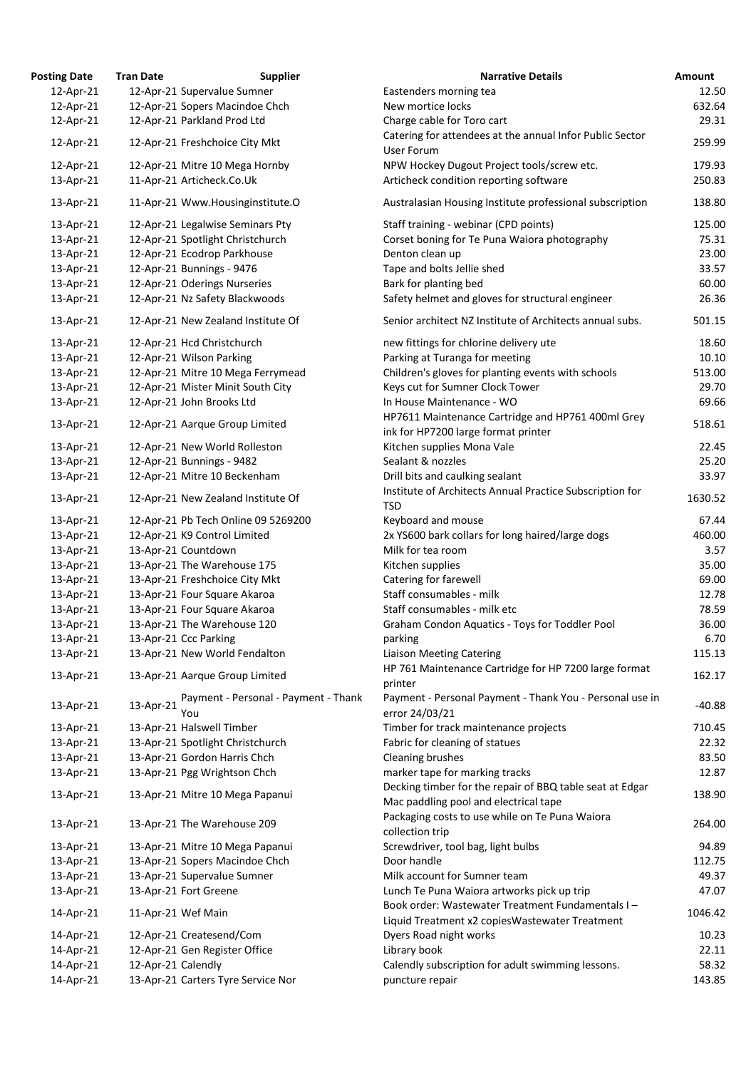| Posting Date | Tran Date | Supplier | Narrative Details | Amount |
|---|---|---|---|---|
| 12-Apr-21 | 12-Apr-21 | Supervalue Sumner | Eastenders morning tea | 12.50 |
| 12-Apr-21 | 12-Apr-21 | Sopers Macindoe Chch | New mortice locks | 632.64 |
| 12-Apr-21 | 12-Apr-21 | Parkland Prod Ltd | Charge cable for Toro cart | 29.31 |
| 12-Apr-21 | 12-Apr-21 | Freshchoice City Mkt | Catering for attendees at the annual Infor Public Sector User Forum | 259.99 |
| 12-Apr-21 | 12-Apr-21 | Mitre 10 Mega Hornby | NPW Hockey Dugout Project tools/screw etc. | 179.93 |
| 13-Apr-21 | 11-Apr-21 | Articheck.Co.Uk | Articheck condition reporting software | 250.83 |
| 13-Apr-21 | 11-Apr-21 | Www.Housinginstitute.O | Australasian Housing Institute professional subscription | 138.80 |
| 13-Apr-21 | 12-Apr-21 | Legalwise Seminars Pty | Staff training - webinar (CPD points) | 125.00 |
| 13-Apr-21 | 12-Apr-21 | Spotlight Christchurch | Corset boning for Te Puna Waiora photography | 75.31 |
| 13-Apr-21 | 12-Apr-21 | Ecodrop Parkhouse | Denton clean up | 23.00 |
| 13-Apr-21 | 12-Apr-21 | Bunnings - 9476 | Tape and bolts Jellie shed | 33.57 |
| 13-Apr-21 | 12-Apr-21 | Oderings Nurseries | Bark for planting bed | 60.00 |
| 13-Apr-21 | 12-Apr-21 | Nz Safety Blackwoods | Safety helmet and gloves for structural engineer | 26.36 |
| 13-Apr-21 | 12-Apr-21 | New Zealand Institute Of | Senior architect NZ Institute of Architects annual subs. | 501.15 |
| 13-Apr-21 | 12-Apr-21 | Hcd Christchurch | new fittings for chlorine delivery ute | 18.60 |
| 13-Apr-21 | 12-Apr-21 | Wilson Parking | Parking at Turanga for meeting | 10.10 |
| 13-Apr-21 | 12-Apr-21 | Mitre 10 Mega Ferrymead | Children's gloves for planting events with schools | 513.00 |
| 13-Apr-21 | 12-Apr-21 | Mister Minit South City | Keys cut for Sumner Clock Tower | 29.70 |
| 13-Apr-21 | 12-Apr-21 | John Brooks Ltd | In House Maintenance - WO | 69.66 |
| 13-Apr-21 | 12-Apr-21 | Aarque Group Limited | HP7611 Maintenance Cartridge and HP761 400ml Grey ink for HP7200 large format printer | 518.61 |
| 13-Apr-21 | 12-Apr-21 | New World Rolleston | Kitchen supplies Mona Vale | 22.45 |
| 13-Apr-21 | 12-Apr-21 | Bunnings - 9482 | Sealant & nozzles | 25.20 |
| 13-Apr-21 | 12-Apr-21 | Mitre 10 Beckenham | Drill bits and caulking sealant | 33.97 |
| 13-Apr-21 | 12-Apr-21 | New Zealand Institute Of | Institute of Architects Annual Practice Subscription for TSD | 1630.52 |
| 13-Apr-21 | 12-Apr-21 | Pb Tech Online 09 5269200 | Keyboard and mouse | 67.44 |
| 13-Apr-21 | 12-Apr-21 | K9 Control Limited | 2x YS600 bark collars for long haired/large dogs | 460.00 |
| 13-Apr-21 | 13-Apr-21 | Countdown | Milk for tea room | 3.57 |
| 13-Apr-21 | 13-Apr-21 | The Warehouse 175 | Kitchen supplies | 35.00 |
| 13-Apr-21 | 13-Apr-21 | Freshchoice City Mkt | Catering for farewell | 69.00 |
| 13-Apr-21 | 13-Apr-21 | Four Square Akaroa | Staff consumables - milk | 12.78 |
| 13-Apr-21 | 13-Apr-21 | Four Square Akaroa | Staff consumables - milk etc | 78.59 |
| 13-Apr-21 | 13-Apr-21 | The Warehouse 120 | Graham Condon Aquatics - Toys for Toddler Pool | 36.00 |
| 13-Apr-21 | 13-Apr-21 | Ccc Parking | parking | 6.70 |
| 13-Apr-21 | 13-Apr-21 | New World Fendalton | Liaison Meeting Catering | 115.13 |
| 13-Apr-21 | 13-Apr-21 | Aarque Group Limited | HP 761 Maintenance Cartridge for HP 7200 large format printer | 162.17 |
| 13-Apr-21 | 13-Apr-21 | Payment - Personal - Payment - Thank You | Payment - Personal Payment - Thank You - Personal use in error 24/03/21 | -40.88 |
| 13-Apr-21 | 13-Apr-21 | Halswell Timber | Timber for track maintenance projects | 710.45 |
| 13-Apr-21 | 13-Apr-21 | Spotlight Christchurch | Fabric for cleaning of statues | 22.32 |
| 13-Apr-21 | 13-Apr-21 | Gordon Harris Chch | Cleaning brushes | 83.50 |
| 13-Apr-21 | 13-Apr-21 | Pgg Wrightson Chch | marker tape for marking tracks | 12.87 |
| 13-Apr-21 | 13-Apr-21 | Mitre 10 Mega Papanui | Decking timber for the repair of BBQ table seat at Edgar Mac paddling pool and electrical tape | 138.90 |
| 13-Apr-21 | 13-Apr-21 | The Warehouse 209 | Packaging costs to use while on Te Puna Waiora collection trip | 264.00 |
| 13-Apr-21 | 13-Apr-21 | Mitre 10 Mega Papanui | Screwdriver, tool bag, light bulbs | 94.89 |
| 13-Apr-21 | 13-Apr-21 | Sopers Macindoe Chch | Door handle | 112.75 |
| 13-Apr-21 | 13-Apr-21 | Supervalue Sumner | Milk account for Sumner team | 49.37 |
| 13-Apr-21 | 13-Apr-21 | Fort Greene | Lunch Te Puna Waiora artworks pick up trip | 47.07 |
| 14-Apr-21 | 11-Apr-21 | Wef Main | Book order: Wastewater Treatment Fundamentals I – Liquid Treatment x2 copiesWastewater Treatment | 1046.42 |
| 14-Apr-21 | 12-Apr-21 | Createsend/Com | Dyers Road night works | 10.23 |
| 14-Apr-21 | 12-Apr-21 | Gen Register Office | Library book | 22.11 |
| 14-Apr-21 | 12-Apr-21 | Calendly | Calendly subscription for adult swimming lessons. | 58.32 |
| 14-Apr-21 | 13-Apr-21 | Carters Tyre Service Nor | puncture repair | 143.85 |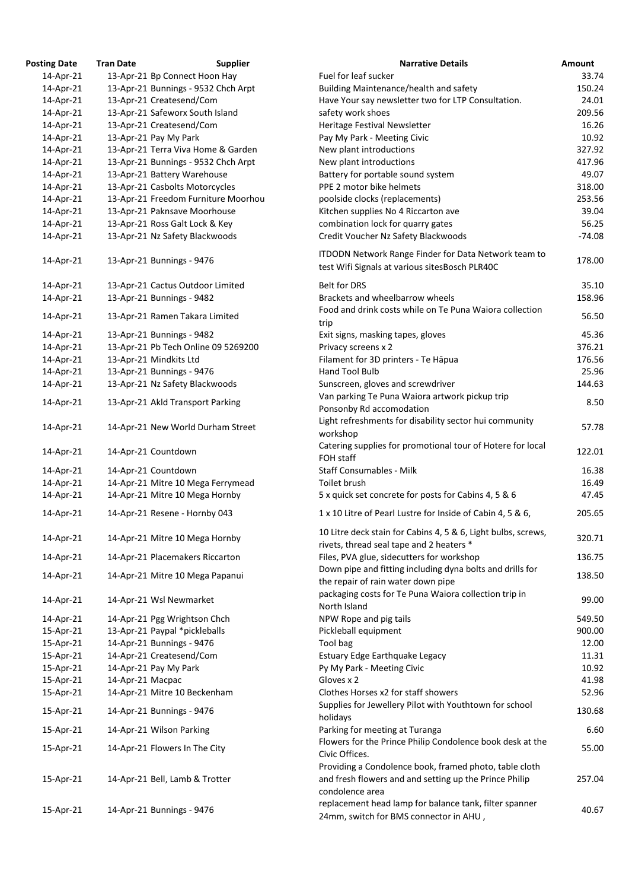| Posting Date | Tran Date | Supplier | Narrative Details | Amount |
|---|---|---|---|---|
| 14-Apr-21 | 13-Apr-21 | Bp Connect Hoon Hay | Fuel for leaf sucker | 33.74 |
| 14-Apr-21 | 13-Apr-21 | Bunnings - 9532 Chch Arpt | Building Maintenance/health and safety | 150.24 |
| 14-Apr-21 | 13-Apr-21 | Createsend/Com | Have Your say newsletter two for LTP Consultation. | 24.01 |
| 14-Apr-21 | 13-Apr-21 | Safeworx South Island | safety work shoes | 209.56 |
| 14-Apr-21 | 13-Apr-21 | Createsend/Com | Heritage Festival Newsletter | 16.26 |
| 14-Apr-21 | 13-Apr-21 | Pay My Park | Pay My Park - Meeting Civic | 10.92 |
| 14-Apr-21 | 13-Apr-21 | Terra Viva Home & Garden | New plant introductions | 327.92 |
| 14-Apr-21 | 13-Apr-21 | Bunnings - 9532 Chch Arpt | New plant introductions | 417.96 |
| 14-Apr-21 | 13-Apr-21 | Battery Warehouse | Battery for portable sound system | 49.07 |
| 14-Apr-21 | 13-Apr-21 | Casbolts Motorcycles | PPE 2 motor bike helmets | 318.00 |
| 14-Apr-21 | 13-Apr-21 | Freedom Furniture Moorhou | poolside clocks (replacements) | 253.56 |
| 14-Apr-21 | 13-Apr-21 | Paknsave Moorhouse | Kitchen supplies No 4 Riccarton ave | 39.04 |
| 14-Apr-21 | 13-Apr-21 | Ross Galt Lock & Key | combination lock for quarry gates | 56.25 |
| 14-Apr-21 | 13-Apr-21 | Nz Safety Blackwoods | Credit Voucher Nz Safety Blackwoods | -74.08 |
| 14-Apr-21 | 13-Apr-21 | Bunnings - 9476 | ITDODN Network Range Finder for Data Network team to test Wifi Signals at various sitesBosch PLR40C | 178.00 |
| 14-Apr-21 | 13-Apr-21 | Cactus Outdoor Limited | Belt for DRS | 35.10 |
| 14-Apr-21 | 13-Apr-21 | Bunnings - 9482 | Brackets and wheelbarrow wheels | 158.96 |
| 14-Apr-21 | 13-Apr-21 | Ramen Takara Limited | Food and drink costs while on Te Puna Waiora collection trip | 56.50 |
| 14-Apr-21 | 13-Apr-21 | Bunnings - 9482 | Exit signs, masking tapes, gloves | 45.36 |
| 14-Apr-21 | 13-Apr-21 | Pb Tech Online 09 5269200 | Privacy screens x 2 | 376.21 |
| 14-Apr-21 | 13-Apr-21 | Mindkits Ltd | Filament for 3D printers - Te Hāpua | 176.56 |
| 14-Apr-21 | 13-Apr-21 | Bunnings - 9476 | Hand Tool Bulb | 25.96 |
| 14-Apr-21 | 13-Apr-21 | Nz Safety Blackwoods | Sunscreen, gloves and screwdriver | 144.63 |
| 14-Apr-21 | 13-Apr-21 | Akld Transport Parking | Van parking Te Puna Waiora artwork pickup trip Ponsonby Rd accomodation | 8.50 |
| 14-Apr-21 | 14-Apr-21 | New World Durham Street | Light refreshments for disability sector hui community workshop | 57.78 |
| 14-Apr-21 | 14-Apr-21 | Countdown | Catering supplies for promotional tour of Hotere for local FOH staff | 122.01 |
| 14-Apr-21 | 14-Apr-21 | Countdown | Staff Consumables - Milk | 16.38 |
| 14-Apr-21 | 14-Apr-21 | Mitre 10 Mega Ferrymead | Toilet brush | 16.49 |
| 14-Apr-21 | 14-Apr-21 | Mitre 10 Mega Hornby | 5 x quick set concrete for posts for Cabins 4, 5 & 6 | 47.45 |
| 14-Apr-21 | 14-Apr-21 | Resene - Hornby 043 | 1 x 10 Litre of Pearl Lustre for Inside of Cabin 4, 5 & 6, | 205.65 |
| 14-Apr-21 | 14-Apr-21 | Mitre 10 Mega Hornby | 10 Litre deck stain for Cabins 4, 5 & 6, Light bulbs, screws, rivets, thread seal tape and 2 heaters * | 320.71 |
| 14-Apr-21 | 14-Apr-21 | Placemakers Riccarton | Files, PVA glue, sidecutters for workshop | 136.75 |
| 14-Apr-21 | 14-Apr-21 | Mitre 10 Mega Papanui | Down pipe and fitting including dyna bolts and drills for the repair of rain water down pipe | 138.50 |
| 14-Apr-21 | 14-Apr-21 | Wsl Newmarket | packaging costs for Te Puna Waiora collection trip in North Island | 99.00 |
| 14-Apr-21 | 14-Apr-21 | Pgg Wrightson Chch | NPW Rope and pig tails | 549.50 |
| 15-Apr-21 | 13-Apr-21 | Paypal *pickleballs | Pickleball equipment | 900.00 |
| 15-Apr-21 | 14-Apr-21 | Bunnings - 9476 | Tool bag | 12.00 |
| 15-Apr-21 | 14-Apr-21 | Createsend/Com | Estuary Edge Earthquake Legacy | 11.31 |
| 15-Apr-21 | 14-Apr-21 | Pay My Park | Py My Park - Meeting Civic | 10.92 |
| 15-Apr-21 | 14-Apr-21 | Macpac | Gloves x 2 | 41.98 |
| 15-Apr-21 | 14-Apr-21 | Mitre 10 Beckenham | Clothes Horses x2 for staff showers | 52.96 |
| 15-Apr-21 | 14-Apr-21 | Bunnings - 9476 | Supplies for Jewellery Pilot with Youthtown for school holidays | 130.68 |
| 15-Apr-21 | 14-Apr-21 | Wilson Parking | Parking for meeting at Turanga | 6.60 |
| 15-Apr-21 | 14-Apr-21 | Flowers In The City | Flowers for the Prince Philip Condolence book desk at the Civic Offices. | 55.00 |
| 15-Apr-21 | 14-Apr-21 | Bell, Lamb & Trotter | Providing a Condolence book, framed photo, table cloth and fresh flowers and and setting up the Prince Philip condolence area | 257.04 |
| 15-Apr-21 | 14-Apr-21 | Bunnings - 9476 | replacement head lamp for balance tank, filter spanner 24mm, switch for BMS connector in AHU , | 40.67 |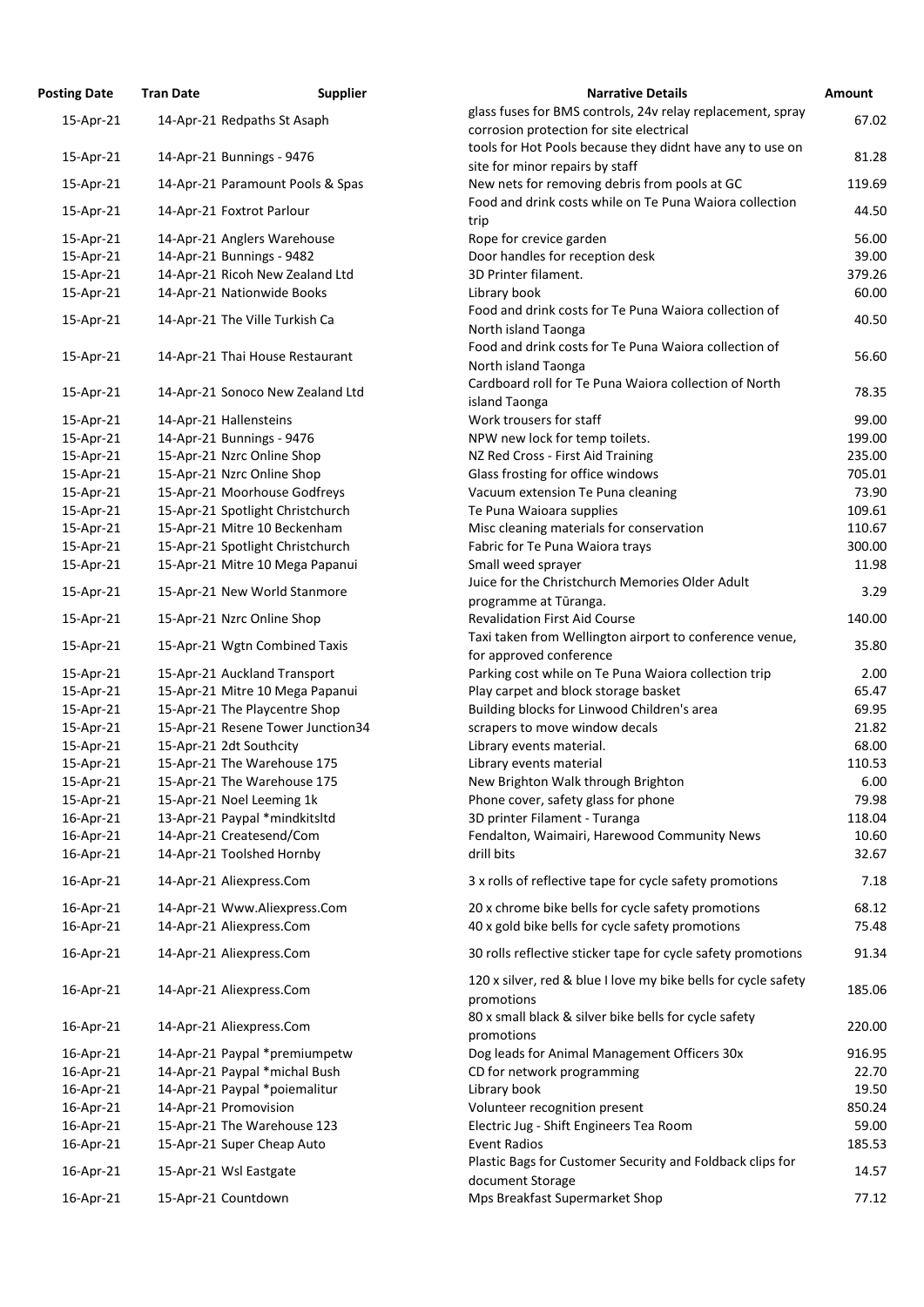| Posting Date | Tran Date | Supplier | Narrative Details | Amount |
|---|---|---|---|---|
| 15-Apr-21 | 14-Apr-21 | Redpaths St Asaph | glass fuses for BMS controls, 24v relay replacement, spray corrosion protection for site electrical | 67.02 |
| 15-Apr-21 | 14-Apr-21 | Bunnings - 9476 | tools for Hot Pools because they didnt have any to use on site for minor repairs by staff | 81.28 |
| 15-Apr-21 | 14-Apr-21 | Paramount Pools & Spas | New nets for removing debris from pools at GC | 119.69 |
| 15-Apr-21 | 14-Apr-21 | Foxtrot Parlour | Food and drink costs while on Te Puna Waiora collection trip | 44.50 |
| 15-Apr-21 | 14-Apr-21 | Anglers Warehouse | Rope for crevice garden | 56.00 |
| 15-Apr-21 | 14-Apr-21 | Bunnings - 9482 | Door handles for reception desk | 39.00 |
| 15-Apr-21 | 14-Apr-21 | Ricoh New Zealand Ltd | 3D Printer filament. | 379.26 |
| 15-Apr-21 | 14-Apr-21 | Nationwide Books | Library book | 60.00 |
| 15-Apr-21 | 14-Apr-21 | The Ville Turkish Ca | Food and drink costs for Te Puna Waiora collection of North island Taonga | 40.50 |
| 15-Apr-21 | 14-Apr-21 | Thai House Restaurant | Food and drink costs for Te Puna Waiora collection of North island Taonga | 56.60 |
| 15-Apr-21 | 14-Apr-21 | Sonoco New Zealand Ltd | Cardboard roll for Te Puna Waiora collection of North island Taonga | 78.35 |
| 15-Apr-21 | 14-Apr-21 | Hallensteins | Work trousers for staff | 99.00 |
| 15-Apr-21 | 14-Apr-21 | Bunnings - 9476 | NPW new lock for temp toilets. | 199.00 |
| 15-Apr-21 | 15-Apr-21 | Nzrc Online Shop | NZ Red Cross - First Aid Training | 235.00 |
| 15-Apr-21 | 15-Apr-21 | Nzrc Online Shop | Glass frosting for office windows | 705.01 |
| 15-Apr-21 | 15-Apr-21 | Moorhouse Godfreys | Vacuum extension Te Puna cleaning | 73.90 |
| 15-Apr-21 | 15-Apr-21 | Spotlight Christchurch | Te Puna Waioara supplies | 109.61 |
| 15-Apr-21 | 15-Apr-21 | Mitre 10 Beckenham | Misc cleaning materials for conservation | 110.67 |
| 15-Apr-21 | 15-Apr-21 | Spotlight Christchurch | Fabric for Te Puna Waiora trays | 300.00 |
| 15-Apr-21 | 15-Apr-21 | Mitre 10 Mega Papanui | Small weed sprayer | 11.98 |
| 15-Apr-21 | 15-Apr-21 | New World Stanmore | Juice for the Christchurch Memories Older Adult programme at Tūranga. | 3.29 |
| 15-Apr-21 | 15-Apr-21 | Nzrc Online Shop | Revalidation First Aid Course | 140.00 |
| 15-Apr-21 | 15-Apr-21 | Wgtn Combined Taxis | Taxi taken from Wellington airport to conference venue, for approved conference | 35.80 |
| 15-Apr-21 | 15-Apr-21 | Auckland Transport | Parking cost while on Te Puna Waiora collection trip | 2.00 |
| 15-Apr-21 | 15-Apr-21 | Mitre 10 Mega Papanui | Play carpet and block storage basket | 65.47 |
| 15-Apr-21 | 15-Apr-21 | The Playcentre Shop | Building blocks for Linwood Children's area | 69.95 |
| 15-Apr-21 | 15-Apr-21 | Resene Tower Junction34 | scrapers to move window decals | 21.82 |
| 15-Apr-21 | 15-Apr-21 | 2dt Southcity | Library events material. | 68.00 |
| 15-Apr-21 | 15-Apr-21 | The Warehouse 175 | Library events material | 110.53 |
| 15-Apr-21 | 15-Apr-21 | The Warehouse 175 | New Brighton Walk through Brighton | 6.00 |
| 15-Apr-21 | 15-Apr-21 | Noel Leeming 1k | Phone cover, safety glass for phone | 79.98 |
| 16-Apr-21 | 13-Apr-21 | Paypal *mindkitsltd | 3D printer Filament - Turanga | 118.04 |
| 16-Apr-21 | 14-Apr-21 | Createsend/Com | Fendalton, Waimairi, Harewood Community News | 10.60 |
| 16-Apr-21 | 14-Apr-21 | Toolshed Hornby | drill bits | 32.67 |
| 16-Apr-21 | 14-Apr-21 | Aliexpress.Com | 3 x rolls of reflective tape for cycle safety promotions | 7.18 |
| 16-Apr-21 | 14-Apr-21 | Www.Aliexpress.Com | 20 x chrome bike bells for cycle safety promotions | 68.12 |
| 16-Apr-21 | 14-Apr-21 | Aliexpress.Com | 40 x gold bike bells for cycle safety promotions | 75.48 |
| 16-Apr-21 | 14-Apr-21 | Aliexpress.Com | 30 rolls reflective sticker tape for cycle safety promotions | 91.34 |
| 16-Apr-21 | 14-Apr-21 | Aliexpress.Com | 120 x silver, red & blue I love my bike bells for cycle safety promotions | 185.06 |
| 16-Apr-21 | 14-Apr-21 | Aliexpress.Com | 80 x small black & silver bike bells for cycle safety promotions | 220.00 |
| 16-Apr-21 | 14-Apr-21 | Paypal *premiumpetw | Dog leads for Animal Management Officers 30x | 916.95 |
| 16-Apr-21 | 14-Apr-21 | Paypal *michal Bush | CD for network programming | 22.70 |
| 16-Apr-21 | 14-Apr-21 | Paypal *poiemalitur | Library book | 19.50 |
| 16-Apr-21 | 14-Apr-21 | Promovision | Volunteer recognition present | 850.24 |
| 16-Apr-21 | 15-Apr-21 | The Warehouse 123 | Electric Jug - Shift Engineers Tea Room | 59.00 |
| 16-Apr-21 | 15-Apr-21 | Super Cheap Auto | Event Radios | 185.53 |
| 16-Apr-21 | 15-Apr-21 | Wsl Eastgate | Plastic Bags for Customer Security and Foldback clips for document Storage | 14.57 |
| 16-Apr-21 | 15-Apr-21 | Countdown | Mps Breakfast Supermarket Shop | 77.12 |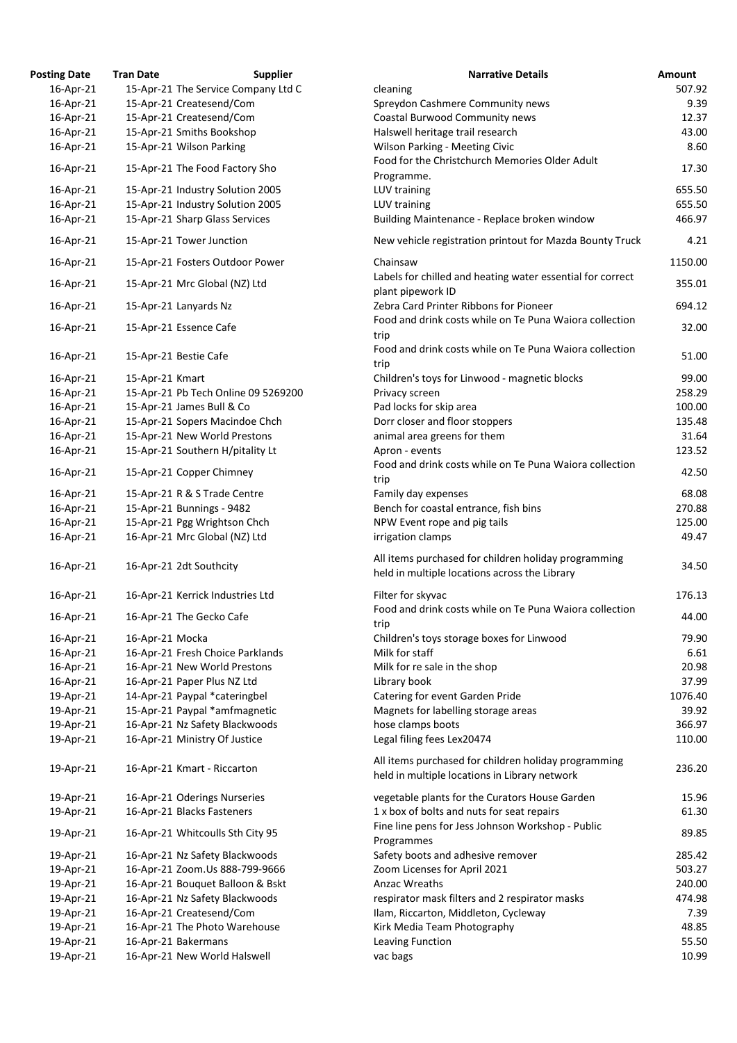| Posting Date | Tran Date | Supplier | Narrative Details | Amount |
|---|---|---|---|---|
| 16-Apr-21 | 15-Apr-21 | The Service Company Ltd C | cleaning | 507.92 |
| 16-Apr-21 | 15-Apr-21 | Createsend/Com | Spreydon Cashmere Community news | 9.39 |
| 16-Apr-21 | 15-Apr-21 | Createsend/Com | Coastal Burwood Community news | 12.37 |
| 16-Apr-21 | 15-Apr-21 | Smiths Bookshop | Halswell heritage trail research | 43.00 |
| 16-Apr-21 | 15-Apr-21 | Wilson Parking | Wilson Parking - Meeting Civic | 8.60 |
| 16-Apr-21 | 15-Apr-21 | The Food Factory Sho | Food for the Christchurch Memories Older Adult Programme. | 17.30 |
| 16-Apr-21 | 15-Apr-21 | Industry Solution 2005 | LUV training | 655.50 |
| 16-Apr-21 | 15-Apr-21 | Industry Solution 2005 | LUV training | 655.50 |
| 16-Apr-21 | 15-Apr-21 | Sharp Glass Services | Building Maintenance - Replace broken window | 466.97 |
| 16-Apr-21 | 15-Apr-21 | Tower Junction | New vehicle registration printout for Mazda Bounty Truck | 4.21 |
| 16-Apr-21 | 15-Apr-21 | Fosters Outdoor Power | Chainsaw | 1150.00 |
| 16-Apr-21 | 15-Apr-21 | Mrc Global (NZ) Ltd | Labels for chilled and heating water essential for correct plant pipework ID | 355.01 |
| 16-Apr-21 | 15-Apr-21 | Lanyards Nz | Zebra Card Printer Ribbons for Pioneer | 694.12 |
| 16-Apr-21 | 15-Apr-21 | Essence Cafe | Food and drink costs while on Te Puna Waiora collection trip | 32.00 |
| 16-Apr-21 | 15-Apr-21 | Bestie Cafe | Food and drink costs while on Te Puna Waiora collection trip | 51.00 |
| 16-Apr-21 | 15-Apr-21 | Kmart | Children's toys for Linwood - magnetic blocks | 99.00 |
| 16-Apr-21 | 15-Apr-21 | Pb Tech Online 09 5269200 | Privacy screen | 258.29 |
| 16-Apr-21 | 15-Apr-21 | James Bull & Co | Pad locks for skip area | 100.00 |
| 16-Apr-21 | 15-Apr-21 | Sopers Macindoe Chch | Dorr closer and floor stoppers | 135.48 |
| 16-Apr-21 | 15-Apr-21 | New World Prestons | animal area greens for them | 31.64 |
| 16-Apr-21 | 15-Apr-21 | Southern H/pitality Lt | Apron - events | 123.52 |
| 16-Apr-21 | 15-Apr-21 | Copper Chimney | Food and drink costs while on Te Puna Waiora collection trip | 42.50 |
| 16-Apr-21 | 15-Apr-21 | R & S Trade Centre | Family day expenses | 68.08 |
| 16-Apr-21 | 15-Apr-21 | Bunnings - 9482 | Bench for coastal entrance, fish bins | 270.88 |
| 16-Apr-21 | 15-Apr-21 | Pgg Wrightson Chch | NPW Event rope and pig tails | 125.00 |
| 16-Apr-21 | 16-Apr-21 | Mrc Global (NZ) Ltd | irrigation clamps | 49.47 |
| 16-Apr-21 | 16-Apr-21 | 2dt Southcity | All items purchased for children holiday programming held in multiple locations across the Library | 34.50 |
| 16-Apr-21 | 16-Apr-21 | Kerrick Industries Ltd | Filter for skyvac | 176.13 |
| 16-Apr-21 | 16-Apr-21 | The Gecko Cafe | Food and drink costs while on Te Puna Waiora collection trip | 44.00 |
| 16-Apr-21 | 16-Apr-21 | Mocka | Children's toys storage boxes for Linwood | 79.90 |
| 16-Apr-21 | 16-Apr-21 | Fresh Choice Parklands | Milk for staff | 6.61 |
| 16-Apr-21 | 16-Apr-21 | New World Prestons | Milk for re sale in the shop | 20.98 |
| 16-Apr-21 | 16-Apr-21 | Paper Plus NZ Ltd | Library book | 37.99 |
| 19-Apr-21 | 14-Apr-21 | Paypal *cateringbel | Catering for event Garden Pride | 1076.40 |
| 19-Apr-21 | 15-Apr-21 | Paypal *amfmagnetic | Magnets for labelling storage areas | 39.92 |
| 19-Apr-21 | 16-Apr-21 | Nz Safety Blackwoods | hose clamps boots | 366.97 |
| 19-Apr-21 | 16-Apr-21 | Ministry Of Justice | Legal filing fees Lex20474 | 110.00 |
| 19-Apr-21 | 16-Apr-21 | Kmart - Riccarton | All items purchased for children holiday programming held in multiple locations in Library network | 236.20 |
| 19-Apr-21 | 16-Apr-21 | Oderings Nurseries | vegetable plants for the Curators House Garden | 15.96 |
| 19-Apr-21 | 16-Apr-21 | Blacks Fasteners | 1 x box of bolts and nuts for seat repairs | 61.30 |
| 19-Apr-21 | 16-Apr-21 | Whitcoulls Sth City 95 | Fine line pens for Jess Johnson Workshop - Public Programmes | 89.85 |
| 19-Apr-21 | 16-Apr-21 | Nz Safety Blackwoods | Safety boots and adhesive remover | 285.42 |
| 19-Apr-21 | 16-Apr-21 | Zoom.Us 888-799-9666 | Zoom Licenses for April 2021 | 503.27 |
| 19-Apr-21 | 16-Apr-21 | Bouquet Balloon & Bskt | Anzac Wreaths | 240.00 |
| 19-Apr-21 | 16-Apr-21 | Nz Safety Blackwoods | respirator mask filters and 2 respirator masks | 474.98 |
| 19-Apr-21 | 16-Apr-21 | Createsend/Com | Ilam, Riccarton, Middleton, Cycleway | 7.39 |
| 19-Apr-21 | 16-Apr-21 | The Photo Warehouse | Kirk Media Team Photography | 48.85 |
| 19-Apr-21 | 16-Apr-21 | Bakermans | Leaving Function | 55.50 |
| 19-Apr-21 | 16-Apr-21 | New World Halswell | vac bags | 10.99 |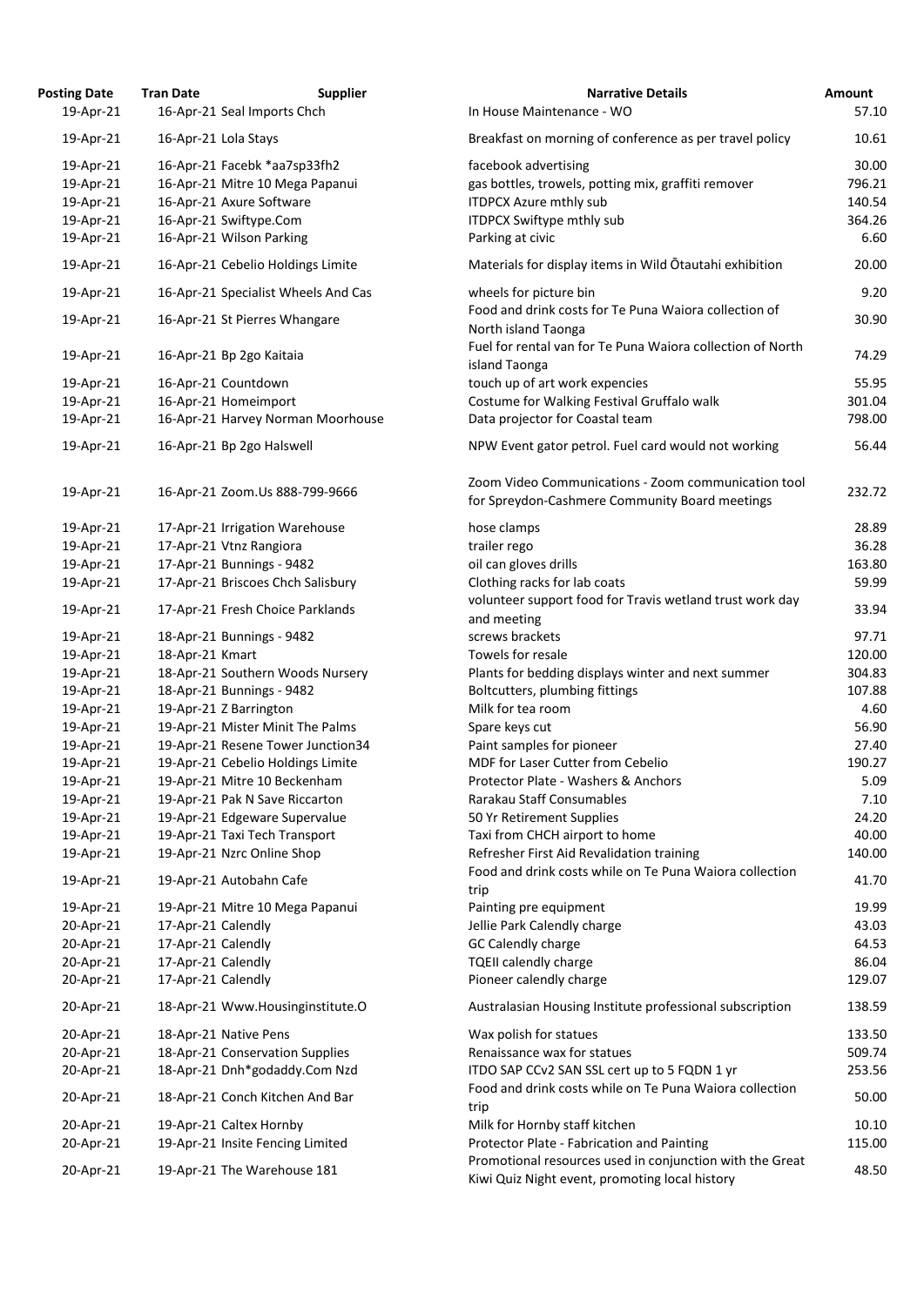| Posting Date | Tran Date | Supplier | Narrative Details | Amount |
|---|---|---|---|---|
| 19-Apr-21 | 16-Apr-21 | Seal Imports Chch | In House Maintenance - WO | 57.10 |
| 19-Apr-21 | 16-Apr-21 | Lola Stays | Breakfast on morning of conference as per travel policy | 10.61 |
| 19-Apr-21 | 16-Apr-21 | Facebk *aa7sp33fh2 | facebook advertising | 30.00 |
| 19-Apr-21 | 16-Apr-21 | Mitre 10 Mega Papanui | gas bottles, trowels, potting mix, graffiti remover | 796.21 |
| 19-Apr-21 | 16-Apr-21 | Axure Software | ITDPCX Azure mthly sub | 140.54 |
| 19-Apr-21 | 16-Apr-21 | Swiftype.Com | ITDPCX Swiftype mthly sub | 364.26 |
| 19-Apr-21 | 16-Apr-21 | Wilson Parking | Parking at civic | 6.60 |
| 19-Apr-21 | 16-Apr-21 | Cebelio Holdings Limite | Materials for display items in Wild Ōtautahi exhibition | 20.00 |
| 19-Apr-21 | 16-Apr-21 | Specialist Wheels And Cas | wheels for picture bin | 9.20 |
| 19-Apr-21 | 16-Apr-21 | St Pierres Whangare | Food and drink costs for Te Puna Waiora collection of North island Taonga | 30.90 |
| 19-Apr-21 | 16-Apr-21 | Bp 2go Kaitaia | Fuel for rental van for Te Puna Waiora collection of North island Taonga | 74.29 |
| 19-Apr-21 | 16-Apr-21 | Countdown | touch up of art work expencies | 55.95 |
| 19-Apr-21 | 16-Apr-21 | Homeimport | Costume for Walking Festival Gruffalo walk | 301.04 |
| 19-Apr-21 | 16-Apr-21 | Harvey Norman Moorhouse | Data projector for Coastal team | 798.00 |
| 19-Apr-21 | 16-Apr-21 | Bp 2go Halswell | NPW Event gator petrol. Fuel card would not working | 56.44 |
| 19-Apr-21 | 16-Apr-21 | Zoom.Us 888-799-9666 | Zoom Video Communications - Zoom communication tool for Spreydon-Cashmere Community Board meetings | 232.72 |
| 19-Apr-21 | 17-Apr-21 | Irrigation Warehouse | hose clamps | 28.89 |
| 19-Apr-21 | 17-Apr-21 | Vtnz Rangiora | trailer rego | 36.28 |
| 19-Apr-21 | 17-Apr-21 | Bunnings - 9482 | oil can gloves drills | 163.80 |
| 19-Apr-21 | 17-Apr-21 | Briscoes Chch Salisbury | Clothing racks for lab coats | 59.99 |
| 19-Apr-21 | 17-Apr-21 | Fresh Choice Parklands | volunteer support food for Travis wetland trust work day and meeting | 33.94 |
| 19-Apr-21 | 18-Apr-21 | Bunnings - 9482 | screws brackets | 97.71 |
| 19-Apr-21 | 18-Apr-21 | Kmart | Towels for resale | 120.00 |
| 19-Apr-21 | 18-Apr-21 | Southern Woods Nursery | Plants for bedding displays winter and next summer | 304.83 |
| 19-Apr-21 | 18-Apr-21 | Bunnings - 9482 | Boltcutters, plumbing fittings | 107.88 |
| 19-Apr-21 | 19-Apr-21 | Z Barrington | Milk for tea room | 4.60 |
| 19-Apr-21 | 19-Apr-21 | Mister Minit The Palms | Spare keys cut | 56.90 |
| 19-Apr-21 | 19-Apr-21 | Resene Tower Junction34 | Paint samples for pioneer | 27.40 |
| 19-Apr-21 | 19-Apr-21 | Cebelio Holdings Limite | MDF for Laser Cutter from Cebelio | 190.27 |
| 19-Apr-21 | 19-Apr-21 | Mitre 10 Beckenham | Protector Plate - Washers & Anchors | 5.09 |
| 19-Apr-21 | 19-Apr-21 | Pak N Save Riccarton | Rarakau Staff Consumables | 7.10 |
| 19-Apr-21 | 19-Apr-21 | Edgeware Supervalue | 50 Yr Retirement Supplies | 24.20 |
| 19-Apr-21 | 19-Apr-21 | Taxi Tech Transport | Taxi from CHCH airport to home | 40.00 |
| 19-Apr-21 | 19-Apr-21 | Nzrc Online Shop | Refresher First Aid Revalidation training | 140.00 |
| 19-Apr-21 | 19-Apr-21 | Autobahn Cafe | Food and drink costs while on Te Puna Waiora collection trip | 41.70 |
| 19-Apr-21 | 19-Apr-21 | Mitre 10 Mega Papanui | Painting pre equipment | 19.99 |
| 20-Apr-21 | 17-Apr-21 | Calendly | Jellie Park Calendly charge | 43.03 |
| 20-Apr-21 | 17-Apr-21 | Calendly | GC Calendly charge | 64.53 |
| 20-Apr-21 | 17-Apr-21 | Calendly | TQEII calendly charge | 86.04 |
| 20-Apr-21 | 17-Apr-21 | Calendly | Pioneer calendly charge | 129.07 |
| 20-Apr-21 | 18-Apr-21 | Www.Housinginstitute.O | Australasian Housing Institute professional subscription | 138.59 |
| 20-Apr-21 | 18-Apr-21 | Native Pens | Wax polish for statues | 133.50 |
| 20-Apr-21 | 18-Apr-21 | Conservation Supplies | Renaissance wax for statues | 509.74 |
| 20-Apr-21 | 18-Apr-21 | Dnh*godaddy.Com Nzd | ITDO SAP CCv2 SAN SSL cert up to 5 FQDN 1 yr | 253.56 |
| 20-Apr-21 | 18-Apr-21 | Conch Kitchen And Bar | Food and drink costs while on Te Puna Waiora collection trip | 50.00 |
| 20-Apr-21 | 19-Apr-21 | Caltex Hornby | Milk for Hornby staff kitchen | 10.10 |
| 20-Apr-21 | 19-Apr-21 | Insite Fencing Limited | Protector Plate - Fabrication and Painting | 115.00 |
| 20-Apr-21 | 19-Apr-21 | The Warehouse 181 | Promotional resources used in conjunction with the Great Kiwi Quiz Night event, promoting local history | 48.50 |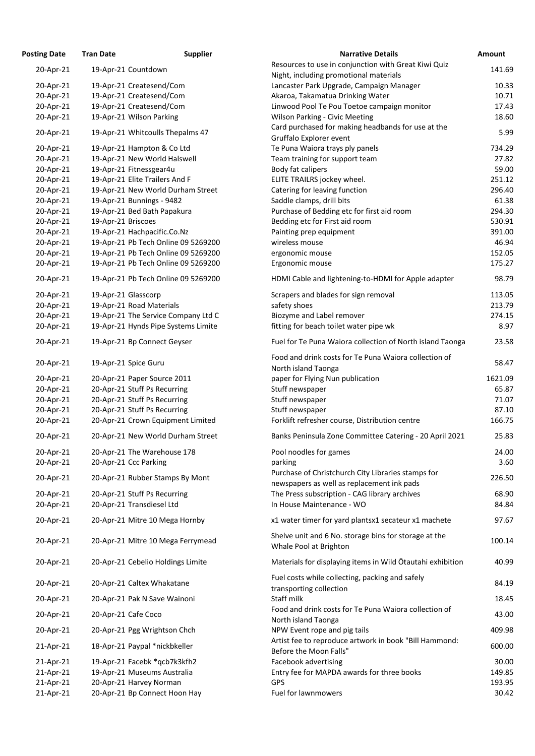| Posting Date | Tran Date | Supplier | Narrative Details | Amount |
|---|---|---|---|---|
| 20-Apr-21 | 19-Apr-21 | Countdown | Resources to use in conjunction with Great Kiwi Quiz Night, including promotional materials | 141.69 |
| 20-Apr-21 | 19-Apr-21 | Createsend/Com | Lancaster Park Upgrade, Campaign Manager | 10.33 |
| 20-Apr-21 | 19-Apr-21 | Createsend/Com | Akaroa, Takamatua Drinking Water | 10.71 |
| 20-Apr-21 | 19-Apr-21 | Createsend/Com | Linwood Pool Te Pou Toetoe campaign monitor | 17.43 |
| 20-Apr-21 | 19-Apr-21 | Wilson Parking | Wilson Parking - Civic Meeting | 18.60 |
| 20-Apr-21 | 19-Apr-21 | Whitcoulls Thepalms 47 | Card purchased for making headbands for use at the Gruffalo Explorer event | 5.99 |
| 20-Apr-21 | 19-Apr-21 | Hampton & Co Ltd | Te Puna Waiora trays ply panels | 734.29 |
| 20-Apr-21 | 19-Apr-21 | New World Halswell | Team training for support team | 27.82 |
| 20-Apr-21 | 19-Apr-21 | Fitnessgear4u | Body fat calipers | 59.00 |
| 20-Apr-21 | 19-Apr-21 | Elite Trailers And F | ELITE TRAILRS jockey wheel. | 251.12 |
| 20-Apr-21 | 19-Apr-21 | New World Durham Street | Catering for leaving function | 296.40 |
| 20-Apr-21 | 19-Apr-21 | Bunnings - 9482 | Saddle clamps, drill bits | 61.38 |
| 20-Apr-21 | 19-Apr-21 | Bed Bath Papakura | Purchase of Bedding etc for first aid room | 294.30 |
| 20-Apr-21 | 19-Apr-21 | Briscoes | Bedding etc for First aid room | 530.91 |
| 20-Apr-21 | 19-Apr-21 | Hachpacific.Co.Nz | Painting prep equipment | 391.00 |
| 20-Apr-21 | 19-Apr-21 | Pb Tech Online 09 5269200 | wireless mouse | 46.94 |
| 20-Apr-21 | 19-Apr-21 | Pb Tech Online 09 5269200 | ergonomic mouse | 152.05 |
| 20-Apr-21 | 19-Apr-21 | Pb Tech Online 09 5269200 | Ergonomic mouse | 175.27 |
| 20-Apr-21 | 19-Apr-21 | Pb Tech Online 09 5269200 | HDMI Cable and lightening-to-HDMI for Apple adapter | 98.79 |
| 20-Apr-21 | 19-Apr-21 | Glasscorp | Scrapers and blades for sign removal | 113.05 |
| 20-Apr-21 | 19-Apr-21 | Road Materials | safety shoes | 213.79 |
| 20-Apr-21 | 19-Apr-21 | The Service Company Ltd C | Biozyme and Label remover | 274.15 |
| 20-Apr-21 | 19-Apr-21 | Hynds Pipe Systems Limite | fitting for beach toilet water pipe wk | 8.97 |
| 20-Apr-21 | 19-Apr-21 | Bp Connect Geyser | Fuel for Te Puna Waiora collection of North island Taonga | 23.58 |
| 20-Apr-21 | 19-Apr-21 | Spice Guru | Food and drink costs for Te Puna Waiora collection of North island Taonga | 58.47 |
| 20-Apr-21 | 20-Apr-21 | Paper Source 2011 | paper for Flying Nun publication | 1621.09 |
| 20-Apr-21 | 20-Apr-21 | Stuff Ps Recurring | Stuff newspaper | 65.87 |
| 20-Apr-21 | 20-Apr-21 | Stuff Ps Recurring | Stuff newspaper | 71.07 |
| 20-Apr-21 | 20-Apr-21 | Stuff Ps Recurring | Stuff newspaper | 87.10 |
| 20-Apr-21 | 20-Apr-21 | Crown Equipment Limited | Forklift refresher course, Distribution centre | 166.75 |
| 20-Apr-21 | 20-Apr-21 | New World Durham Street | Banks Peninsula Zone Committee Catering - 20 April 2021 | 25.83 |
| 20-Apr-21 | 20-Apr-21 | The Warehouse 178 | Pool noodles for games | 24.00 |
| 20-Apr-21 | 20-Apr-21 | Ccc Parking | parking | 3.60 |
| 20-Apr-21 | 20-Apr-21 | Rubber Stamps By Mont | Purchase of Christchurch City Libraries stamps for newspapers as well as replacement ink pads | 226.50 |
| 20-Apr-21 | 20-Apr-21 | Stuff Ps Recurring | The Press subscription - CAG library archives | 68.90 |
| 20-Apr-21 | 20-Apr-21 | Transdiesel Ltd | In House Maintenance - WO | 84.84 |
| 20-Apr-21 | 20-Apr-21 | Mitre 10 Mega Hornby | x1 water timer for yard plantsx1 secateur x1 machete | 97.67 |
| 20-Apr-21 | 20-Apr-21 | Mitre 10 Mega Ferrymead | Shelve unit and 6 No. storage bins for storage at the Whale Pool at Brighton | 100.14 |
| 20-Apr-21 | 20-Apr-21 | Cebelio Holdings Limite | Materials for displaying items in Wild Ōtautahi exhibition | 40.99 |
| 20-Apr-21 | 20-Apr-21 | Caltex Whakatane | Fuel costs while collecting, packing and safely transporting collection | 84.19 |
| 20-Apr-21 | 20-Apr-21 | Pak N Save Wainoni | Staff milk | 18.45 |
| 20-Apr-21 | 20-Apr-21 | Cafe Coco | Food and drink costs for Te Puna Waiora collection of North island Taonga | 43.00 |
| 20-Apr-21 | 20-Apr-21 | Pgg Wrightson Chch | NPW Event rope and pig tails | 409.98 |
| 21-Apr-21 | 18-Apr-21 | Paypal *nickbkeller | Artist fee to reproduce artwork in book "Bill Hammond: Before the Moon Falls" | 600.00 |
| 21-Apr-21 | 19-Apr-21 | Facebk *qcb7k3kfh2 | Facebook advertising | 30.00 |
| 21-Apr-21 | 19-Apr-21 | Museums Australia | Entry fee for MAPDA awards for three books | 149.85 |
| 21-Apr-21 | 20-Apr-21 | Harvey Norman | GPS | 193.95 |
| 21-Apr-21 | 20-Apr-21 | Bp Connect Hoon Hay | Fuel for lawnmowers | 30.42 |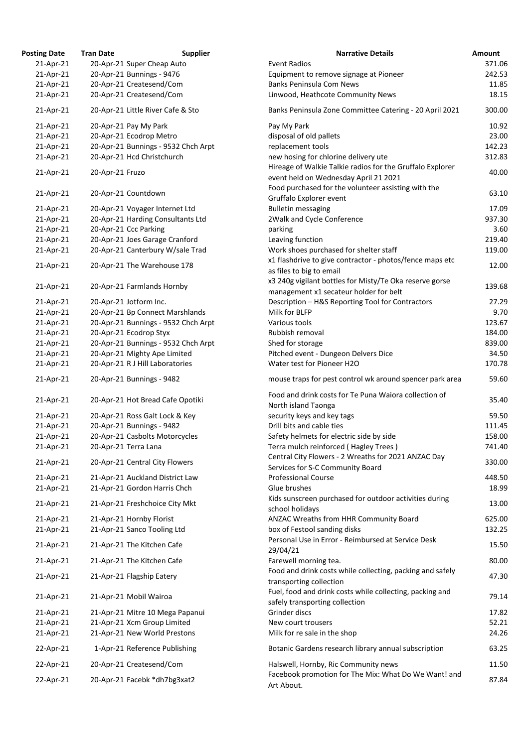| Posting Date | Tran Date | Supplier | Narrative Details | Amount |
|---|---|---|---|---|
| 21-Apr-21 | 20-Apr-21 | Super Cheap Auto | Event Radios | 371.06 |
| 21-Apr-21 | 20-Apr-21 | Bunnings - 9476 | Equipment to remove signage at Pioneer | 242.53 |
| 21-Apr-21 | 20-Apr-21 | Createsend/Com | Banks Peninsula Com News | 11.85 |
| 21-Apr-21 | 20-Apr-21 | Createsend/Com | Linwood, Heathcote Community News | 18.15 |
| 21-Apr-21 | 20-Apr-21 | Little River Cafe & Sto | Banks Peninsula Zone Committee Catering - 20 April 2021 | 300.00 |
| 21-Apr-21 | 20-Apr-21 | Pay My Park | Pay My Park | 10.92 |
| 21-Apr-21 | 20-Apr-21 | Ecodrop Metro | disposal of old pallets | 23.00 |
| 21-Apr-21 | 20-Apr-21 | Bunnings - 9532 Chch Arpt | replacement tools | 142.23 |
| 21-Apr-21 | 20-Apr-21 | Hcd Christchurch | new hosing for chlorine delivery ute | 312.83 |
| 21-Apr-21 | 20-Apr-21 | Fruzo | Hireage of Walkie Talkie radios for the Gruffalo Explorer event held on Wednesday April 21 2021 | 40.00 |
| 21-Apr-21 | 20-Apr-21 | Countdown | Food purchased for the volunteer assisting with the Gruffalo Explorer event | 63.10 |
| 21-Apr-21 | 20-Apr-21 | Voyager Internet Ltd | Bulletin messaging | 17.09 |
| 21-Apr-21 | 20-Apr-21 | Harding Consultants Ltd | 2Walk and Cycle Conference | 937.30 |
| 21-Apr-21 | 20-Apr-21 | Ccc Parking | parking | 3.60 |
| 21-Apr-21 | 20-Apr-21 | Joes Garage Cranford | Leaving function | 219.40 |
| 21-Apr-21 | 20-Apr-21 | Canterbury W/sale Trad | Work shoes purchased for shelter staff | 119.00 |
| 21-Apr-21 | 20-Apr-21 | The Warehouse 178 | x1 flashdrive to give contractor - photos/fence maps etc as files to big to email | 12.00 |
| 21-Apr-21 | 20-Apr-21 | Farmlands Hornby | x3 240g vigilant bottles for Misty/Te Oka reserve gorse management x1 secateur holder for belt | 139.68 |
| 21-Apr-21 | 20-Apr-21 | Jotform Inc. | Description – H&S Reporting Tool for Contractors | 27.29 |
| 21-Apr-21 | 20-Apr-21 | Bp Connect Marshlands | Milk for BLFP | 9.70 |
| 21-Apr-21 | 20-Apr-21 | Bunnings - 9532 Chch Arpt | Various tools | 123.67 |
| 21-Apr-21 | 20-Apr-21 | Ecodrop Styx | Rubbish removal | 184.00 |
| 21-Apr-21 | 20-Apr-21 | Bunnings - 9532 Chch Arpt | Shed for storage | 839.00 |
| 21-Apr-21 | 20-Apr-21 | Mighty Ape Limited | Pitched event - Dungeon Delvers Dice | 34.50 |
| 21-Apr-21 | 20-Apr-21 | R J Hill Laboratories | Water test for Pioneer H2O | 170.78 |
| 21-Apr-21 | 20-Apr-21 | Bunnings - 9482 | mouse traps for pest control wk around spencer park area | 59.60 |
| 21-Apr-21 | 20-Apr-21 | Hot Bread Cafe Opotiki | Food and drink costs for Te Puna Waiora collection of North island Taonga | 35.40 |
| 21-Apr-21 | 20-Apr-21 | Ross Galt Lock & Key | security keys and key tags | 59.50 |
| 21-Apr-21 | 20-Apr-21 | Bunnings - 9482 | Drill bits and cable ties | 111.45 |
| 21-Apr-21 | 20-Apr-21 | Casbolts Motorcycles | Safety helmets for electric side by side | 158.00 |
| 21-Apr-21 | 20-Apr-21 | Terra Lana | Terra mulch reinforced ( Hagley Trees ) | 741.40 |
| 21-Apr-21 | 20-Apr-21 | Central City Flowers | Central City Flowers - 2 Wreaths for 2021 ANZAC Day Services for S-C Community Board | 330.00 |
| 21-Apr-21 | 21-Apr-21 | Auckland District Law | Professional Course | 448.50 |
| 21-Apr-21 | 21-Apr-21 | Gordon Harris Chch | Glue brushes | 18.99 |
| 21-Apr-21 | 21-Apr-21 | Freshchoice City Mkt | Kids sunscreen purchased for outdoor activities during school holidays | 13.00 |
| 21-Apr-21 | 21-Apr-21 | Hornby Florist | ANZAC Wreaths from HHR Community Board | 625.00 |
| 21-Apr-21 | 21-Apr-21 | Sanco Tooling Ltd | box of Festool sanding disks | 132.25 |
| 21-Apr-21 | 21-Apr-21 | The Kitchen Cafe | Personal Use in Error - Reimbursed at Service Desk 29/04/21 | 15.50 |
| 21-Apr-21 | 21-Apr-21 | The Kitchen Cafe | Farewell morning tea. | 80.00 |
| 21-Apr-21 | 21-Apr-21 | Flagship Eatery | Food and drink costs while collecting, packing and safely transporting collection | 47.30 |
| 21-Apr-21 | 21-Apr-21 | Mobil Wairoa | Fuel, food and drink costs while collecting, packing and safely transporting collection | 79.14 |
| 21-Apr-21 | 21-Apr-21 | Mitre 10 Mega Papanui | Grinder discs | 17.82 |
| 21-Apr-21 | 21-Apr-21 | Xcm Group Limited | New court trousers | 52.21 |
| 21-Apr-21 | 21-Apr-21 | New World Prestons | Milk for re sale in the shop | 24.26 |
| 22-Apr-21 | 1-Apr-21 | Reference Publishing | Botanic Gardens research library annual subscription | 63.25 |
| 22-Apr-21 | 20-Apr-21 | Createsend/Com | Halswell, Hornby, Ric Community news | 11.50 |
| 22-Apr-21 | 20-Apr-21 | Facebk *dh7bg3xat2 | Facebook promotion for The Mix: What Do We Want! and Art About. | 87.84 |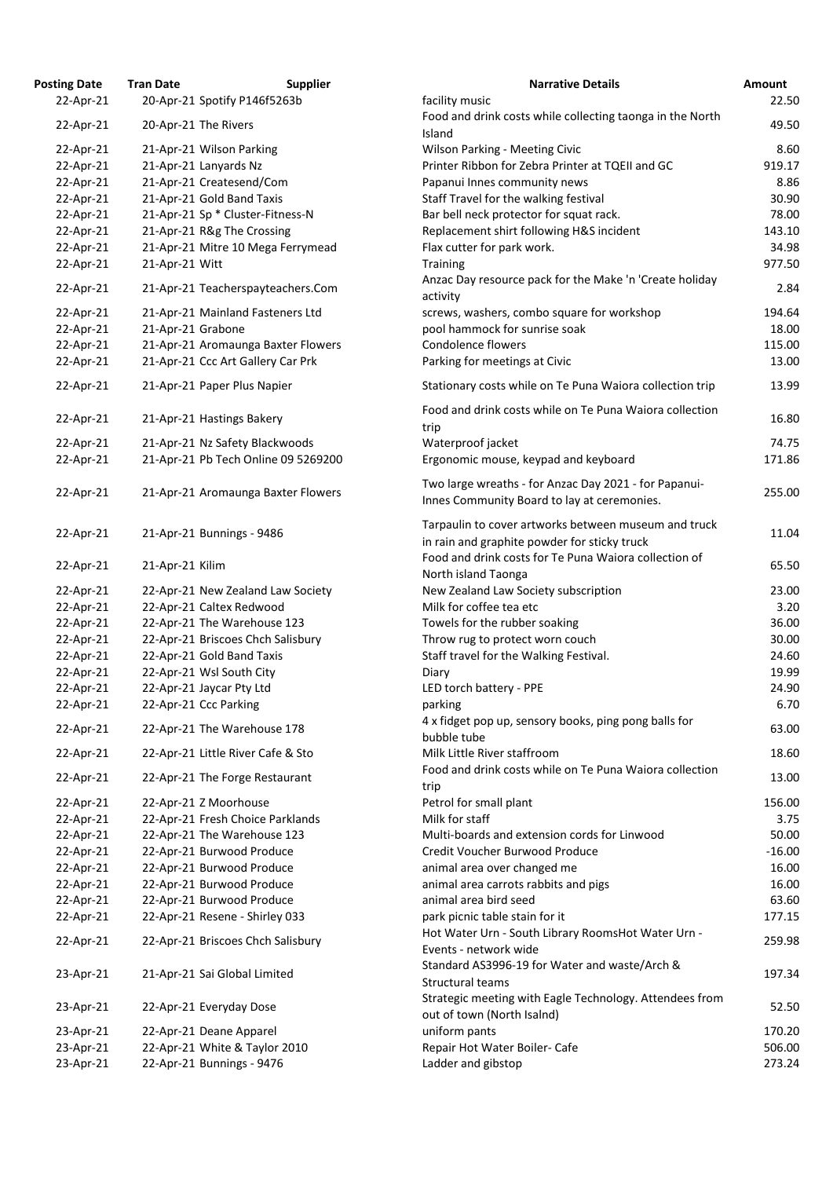| Posting Date | Tran Date | Supplier | Narrative Details | Amount |
|---|---|---|---|---|
| 22-Apr-21 | 20-Apr-21 | Spotify P146f5263b | facility music | 22.50 |
| 22-Apr-21 | 20-Apr-21 | The Rivers | Food and drink costs while collecting taonga in the North Island | 49.50 |
| 22-Apr-21 | 21-Apr-21 | Wilson Parking | Wilson Parking - Meeting Civic | 8.60 |
| 22-Apr-21 | 21-Apr-21 | Lanyards Nz | Printer Ribbon for Zebra Printer at TQEII and GC | 919.17 |
| 22-Apr-21 | 21-Apr-21 | Createsend/Com | Papanui Innes community news | 8.86 |
| 22-Apr-21 | 21-Apr-21 | Gold Band Taxis | Staff Travel for the walking festival | 30.90 |
| 22-Apr-21 | 21-Apr-21 | Sp * Cluster-Fitness-N | Bar bell neck protector for squat rack. | 78.00 |
| 22-Apr-21 | 21-Apr-21 | R&g The Crossing | Replacement shirt following H&S incident | 143.10 |
| 22-Apr-21 | 21-Apr-21 | Mitre 10 Mega Ferrymead | Flax cutter for park work. | 34.98 |
| 22-Apr-21 | 21-Apr-21 | Witt | Training | 977.50 |
| 22-Apr-21 | 21-Apr-21 | Teacherspayteachers.Com | Anzac Day resource pack for the Make 'n 'Create holiday activity | 2.84 |
| 22-Apr-21 | 21-Apr-21 | Mainland Fasteners Ltd | screws, washers, combo square for workshop | 194.64 |
| 22-Apr-21 | 21-Apr-21 | Grabone | pool hammock for sunrise soak | 18.00 |
| 22-Apr-21 | 21-Apr-21 | Aromaunga Baxter Flowers | Condolence flowers | 115.00 |
| 22-Apr-21 | 21-Apr-21 | Ccc Art Gallery Car Prk | Parking for meetings at Civic | 13.00 |
| 22-Apr-21 | 21-Apr-21 | Paper Plus Napier | Stationary costs while on Te Puna Waiora collection trip | 13.99 |
| 22-Apr-21 | 21-Apr-21 | Hastings Bakery | Food and drink costs while on Te Puna Waiora collection trip | 16.80 |
| 22-Apr-21 | 21-Apr-21 | Nz Safety Blackwoods | Waterproof jacket | 74.75 |
| 22-Apr-21 | 21-Apr-21 | Pb Tech Online 09 5269200 | Ergonomic mouse, keypad and keyboard | 171.86 |
| 22-Apr-21 | 21-Apr-21 | Aromaunga Baxter Flowers | Two large wreaths - for Anzac Day 2021 - for Papanui-Innes Community Board to lay at ceremonies. | 255.00 |
| 22-Apr-21 | 21-Apr-21 | Bunnings - 9486 | Tarpaulin to cover artworks between museum and truck in rain and graphite powder for sticky truck | 11.04 |
| 22-Apr-21 | 21-Apr-21 | Kilim | Food and drink costs for Te Puna Waiora collection of North island Taonga | 65.50 |
| 22-Apr-21 | 22-Apr-21 | New Zealand Law Society | New Zealand Law Society subscription | 23.00 |
| 22-Apr-21 | 22-Apr-21 | Caltex Redwood | Milk for coffee tea etc | 3.20 |
| 22-Apr-21 | 22-Apr-21 | The Warehouse 123 | Towels for the rubber soaking | 36.00 |
| 22-Apr-21 | 22-Apr-21 | Briscoes Chch Salisbury | Throw rug to protect worn couch | 30.00 |
| 22-Apr-21 | 22-Apr-21 | Gold Band Taxis | Staff travel for the Walking Festival. | 24.60 |
| 22-Apr-21 | 22-Apr-21 | Wsl South City | Diary | 19.99 |
| 22-Apr-21 | 22-Apr-21 | Jaycar Pty Ltd | LED torch battery - PPE | 24.90 |
| 22-Apr-21 | 22-Apr-21 | Ccc Parking | parking | 6.70 |
| 22-Apr-21 | 22-Apr-21 | The Warehouse 178 | 4 x fidget pop up, sensory books, ping pong balls for bubble tube | 63.00 |
| 22-Apr-21 | 22-Apr-21 | Little River Cafe & Sto | Milk Little River staffroom | 18.60 |
| 22-Apr-21 | 22-Apr-21 | The Forge Restaurant | Food and drink costs while on Te Puna Waiora collection trip | 13.00 |
| 22-Apr-21 | 22-Apr-21 | Z Moorhouse | Petrol for small plant | 156.00 |
| 22-Apr-21 | 22-Apr-21 | Fresh Choice Parklands | Milk for staff | 3.75 |
| 22-Apr-21 | 22-Apr-21 | The Warehouse 123 | Multi-boards and extension cords for Linwood | 50.00 |
| 22-Apr-21 | 22-Apr-21 | Burwood Produce | Credit Voucher Burwood Produce | -16.00 |
| 22-Apr-21 | 22-Apr-21 | Burwood Produce | animal area over changed me | 16.00 |
| 22-Apr-21 | 22-Apr-21 | Burwood Produce | animal area carrots rabbits and pigs | 16.00 |
| 22-Apr-21 | 22-Apr-21 | Burwood Produce | animal area bird seed | 63.60 |
| 22-Apr-21 | 22-Apr-21 | Resene - Shirley 033 | park picnic table stain for it | 177.15 |
| 22-Apr-21 | 22-Apr-21 | Briscoes Chch Salisbury | Hot Water Urn - South Library RoomsHot Water Urn - Events - network wide | 259.98 |
| 23-Apr-21 | 21-Apr-21 | Sai Global Limited | Standard AS3996-19 for Water and waste/Arch & Structural teams | 197.34 |
| 23-Apr-21 | 22-Apr-21 | Everyday Dose | Strategic meeting with Eagle Technology. Attendees from out of town (North Isalnd) | 52.50 |
| 23-Apr-21 | 22-Apr-21 | Deane Apparel | uniform pants | 170.20 |
| 23-Apr-21 | 22-Apr-21 | White & Taylor 2010 | Repair Hot Water Boiler- Cafe | 506.00 |
| 23-Apr-21 | 22-Apr-21 | Bunnings - 9476 | Ladder and gibstop | 273.24 |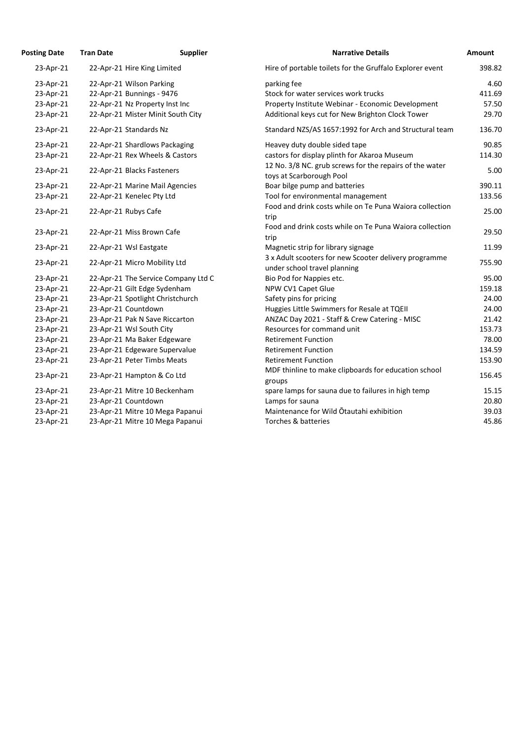| Posting Date | Tran Date | Supplier | Narrative Details | Amount |
|---|---|---|---|---|
| 23-Apr-21 | 22-Apr-21 | Hire King Limited | Hire of portable toilets for the Gruffalo Explorer event | 398.82 |
| 23-Apr-21 | 22-Apr-21 | Wilson Parking | parking fee | 4.60 |
| 23-Apr-21 | 22-Apr-21 | Bunnings - 9476 | Stock for water services work trucks | 411.69 |
| 23-Apr-21 | 22-Apr-21 | Nz Property Inst Inc | Property Institute Webinar - Economic Development | 57.50 |
| 23-Apr-21 | 22-Apr-21 | Mister Minit South City | Additional keys cut for New Brighton Clock Tower | 29.70 |
| 23-Apr-21 | 22-Apr-21 | Standards Nz | Standard NZS/AS 1657:1992 for Arch and Structural team | 136.70 |
| 23-Apr-21 | 22-Apr-21 | Shardlows Packaging | Heavey duty double sided tape | 90.85 |
| 23-Apr-21 | 22-Apr-21 | Rex Wheels & Castors | castors for display plinth for Akaroa Museum | 114.30 |
| 23-Apr-21 | 22-Apr-21 | Blacks Fasteners | 12 No. 3/8 NC. grub screws for the repairs of the water toys at Scarborough Pool | 5.00 |
| 23-Apr-21 | 22-Apr-21 | Marine Mail Agencies | Boar bilge pump and batteries | 390.11 |
| 23-Apr-21 | 22-Apr-21 | Kenelec Pty Ltd | Tool for environmental management | 133.56 |
| 23-Apr-21 | 22-Apr-21 | Rubys Cafe | Food and drink costs while on Te Puna Waiora collection trip | 25.00 |
| 23-Apr-21 | 22-Apr-21 | Miss Brown Cafe | Food and drink costs while on Te Puna Waiora collection trip | 29.50 |
| 23-Apr-21 | 22-Apr-21 | Wsl Eastgate | Magnetic strip for library signage | 11.99 |
| 23-Apr-21 | 22-Apr-21 | Micro Mobility Ltd | 3 x Adult scooters for new Scooter delivery programme under school travel planning | 755.90 |
| 23-Apr-21 | 22-Apr-21 | The Service Company Ltd C | Bio Pod for Nappies etc. | 95.00 |
| 23-Apr-21 | 22-Apr-21 | Gilt Edge Sydenham | NPW CV1 Capet Glue | 159.18 |
| 23-Apr-21 | 23-Apr-21 | Spotlight Christchurch | Safety pins for pricing | 24.00 |
| 23-Apr-21 | 23-Apr-21 | Countdown | Huggies Little Swimmers for Resale at TQEII | 24.00 |
| 23-Apr-21 | 23-Apr-21 | Pak N Save Riccarton | ANZAC Day 2021 - Staff & Crew Catering - MISC | 21.42 |
| 23-Apr-21 | 23-Apr-21 | Wsl South City | Resources for command unit | 153.73 |
| 23-Apr-21 | 23-Apr-21 | Ma Baker Edgeware | Retirement Function | 78.00 |
| 23-Apr-21 | 23-Apr-21 | Edgeware Supervalue | Retirement Function | 134.59 |
| 23-Apr-21 | 23-Apr-21 | Peter Timbs Meats | Retirement Function | 153.90 |
| 23-Apr-21 | 23-Apr-21 | Hampton & Co Ltd | MDF thinline to make clipboards for education school groups | 156.45 |
| 23-Apr-21 | 23-Apr-21 | Mitre 10 Beckenham | spare lamps for sauna due to failures in high temp | 15.15 |
| 23-Apr-21 | 23-Apr-21 | Countdown | Lamps for sauna | 20.80 |
| 23-Apr-21 | 23-Apr-21 | Mitre 10 Mega Papanui | Maintenance for Wild Ōtautahi exhibition | 39.03 |
| 23-Apr-21 | 23-Apr-21 | Mitre 10 Mega Papanui | Torches & batteries | 45.86 |